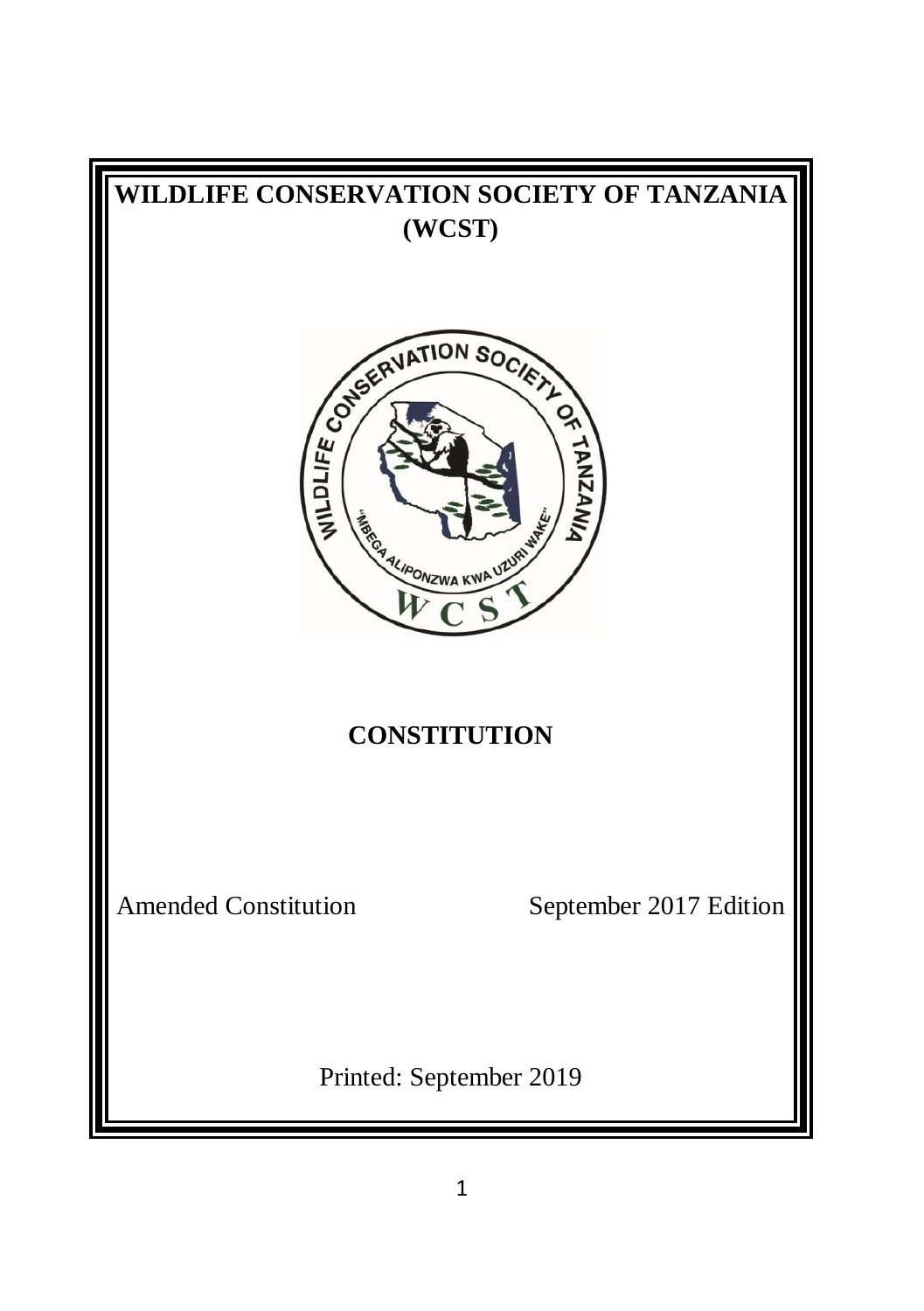# WILDLIFE CONSERVATION SOCIETY OF TANZANIA (WCST)

## CONSTITUTION

Amended Constitution September 2017 Edition

Printed: September 2019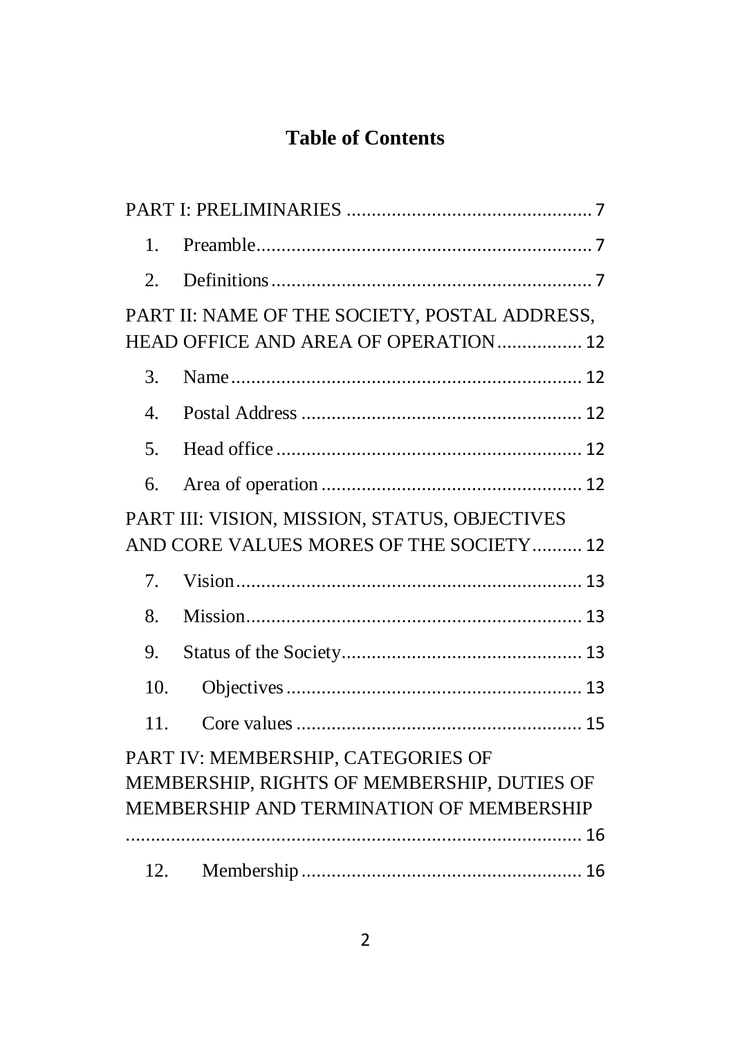# Table of Contents

PART I: PRELIMINARIES ................................................ 7

1. Preamble .................................................................. 7
2. Definitions ............................................................... 7

PART II: NAME OF THE SOCIETY, POSTAL ADDRESS, HEAD OFFICE AND AREA OF OPERATION ................ 12

3. Name ...................................................................... 12
4. Postal Address ........................................................ 12
5. Head office ............................................................. 12
6. Area of operation ................................................... 12

PART III: VISION, MISSION, STATUS, OBJECTIVES AND CORE VALUES MORES OF THE SOCIETY .......... 12

7. Vision ..................................................................... 13
8. Mission ................................................................... 13
9. Status of the Society ................................................ 13
10. Objectives ........................................................... 13
11. Core values ......................................................... 15

PART IV: MEMBERSHIP, CATEGORIES OF MEMBERSHIP, RIGHTS OF MEMBERSHIP, DUTIES OF MEMBERSHIP AND TERMINATION OF MEMBERSHIP ........................................................................... 16

12. Membership ......................................................... 16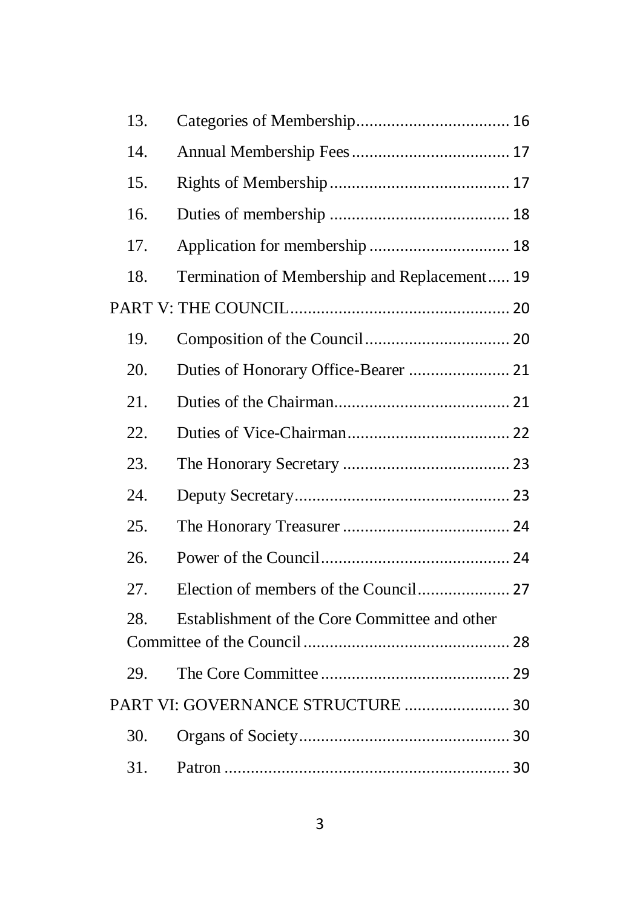| | | |
|---|---|---|
| 13. | Categories of Membership | 16 |
| 14. | Annual Membership Fees | 17 |
| 15. | Rights of Membership | 17 |
| 16. | Duties of membership | 18 |
| 17. | Application for membership | 18 |
| 18. | Termination of Membership and Replacement | 19 |
| PART V: THE COUNCIL | | 20 |
| 19. | Composition of the Council | 20 |
| 20. | Duties of Honorary Office-Bearer | 21 |
| 21. | Duties of the Chairman | 21 |
| 22. | Duties of Vice-Chairman | 22 |
| 23. | The Honorary Secretary | 23 |
| 24. | Deputy Secretary | 23 |
| 25. | The Honorary Treasurer | 24 |
| 26. | Power of the Council | 24 |
| 27. | Election of members of the Council | 27 |
| 28. | Establishment of the Core Committee and other Committee of the Council | 28 |
| 29. | The Core Committee | 29 |
| PART VI: GOVERNANCE STRUCTURE | | 30 |
| 30. | Organs of Society | 30 |
| 31. | Patron | 30 |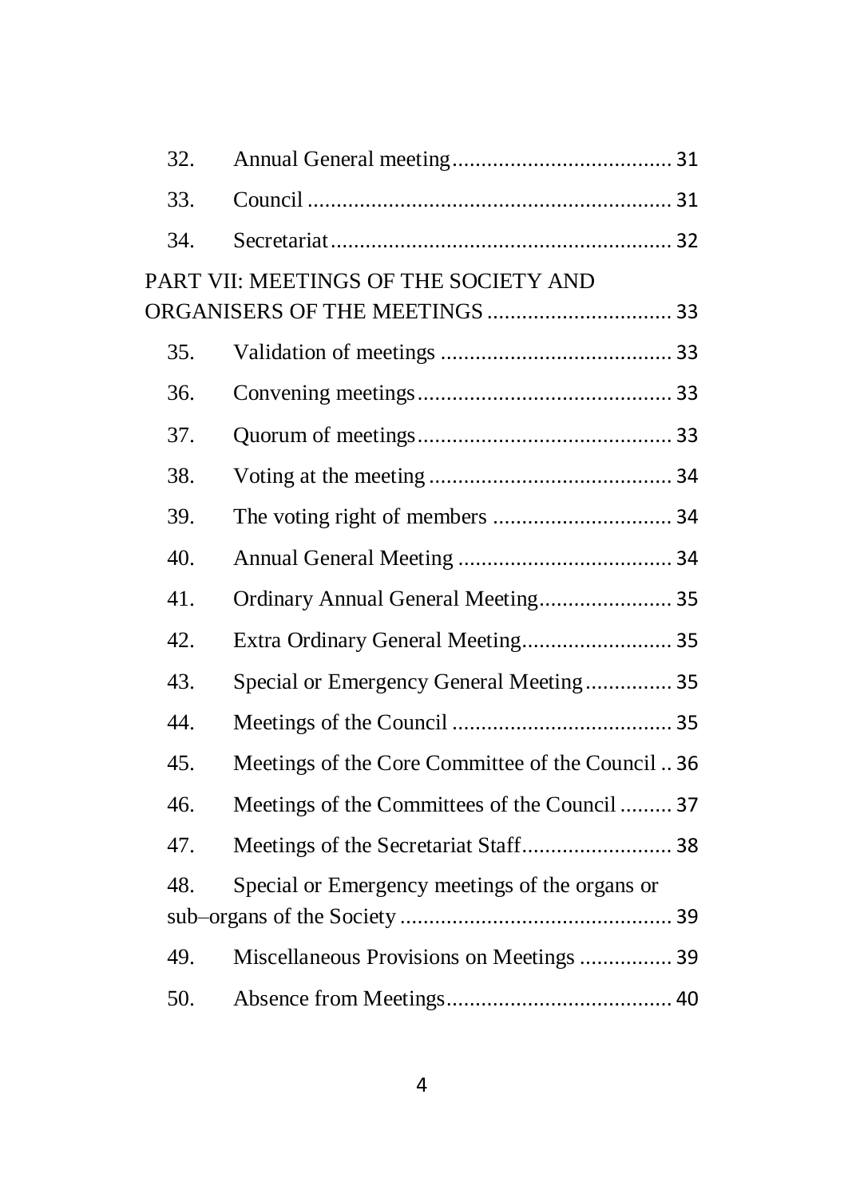| | | |
|---|---|---|
| 32. | Annual General meeting | 31 |
| 33. | Council | 31 |
| 34. | Secretariat | 32 |
| PART VII: MEETINGS OF THE SOCIETY AND ORGANISERS OF THE MEETINGS | | 33 |
| 35. | Validation of meetings | 33 |
| 36. | Convening meetings | 33 |
| 37. | Quorum of meetings | 33 |
| 38. | Voting at the meeting | 34 |
| 39. | The voting right of members | 34 |
| 40. | Annual General Meeting | 34 |
| 41. | Ordinary Annual General Meeting | 35 |
| 42. | Extra Ordinary General Meeting | 35 |
| 43. | Special or Emergency General Meeting | 35 |
| 44. | Meetings of the Council | 35 |
| 45. | Meetings of the Core Committee of the Council | 36 |
| 46. | Meetings of the Committees of the Council | 37 |
| 47. | Meetings of the Secretariat Staff | 38 |
| 48. | Special or Emergency meetings of the organs or sub–organs of the Society | 39 |
| 49. | Miscellaneous Provisions on Meetings | 39 |
| 50. | Absence from Meetings | 40 |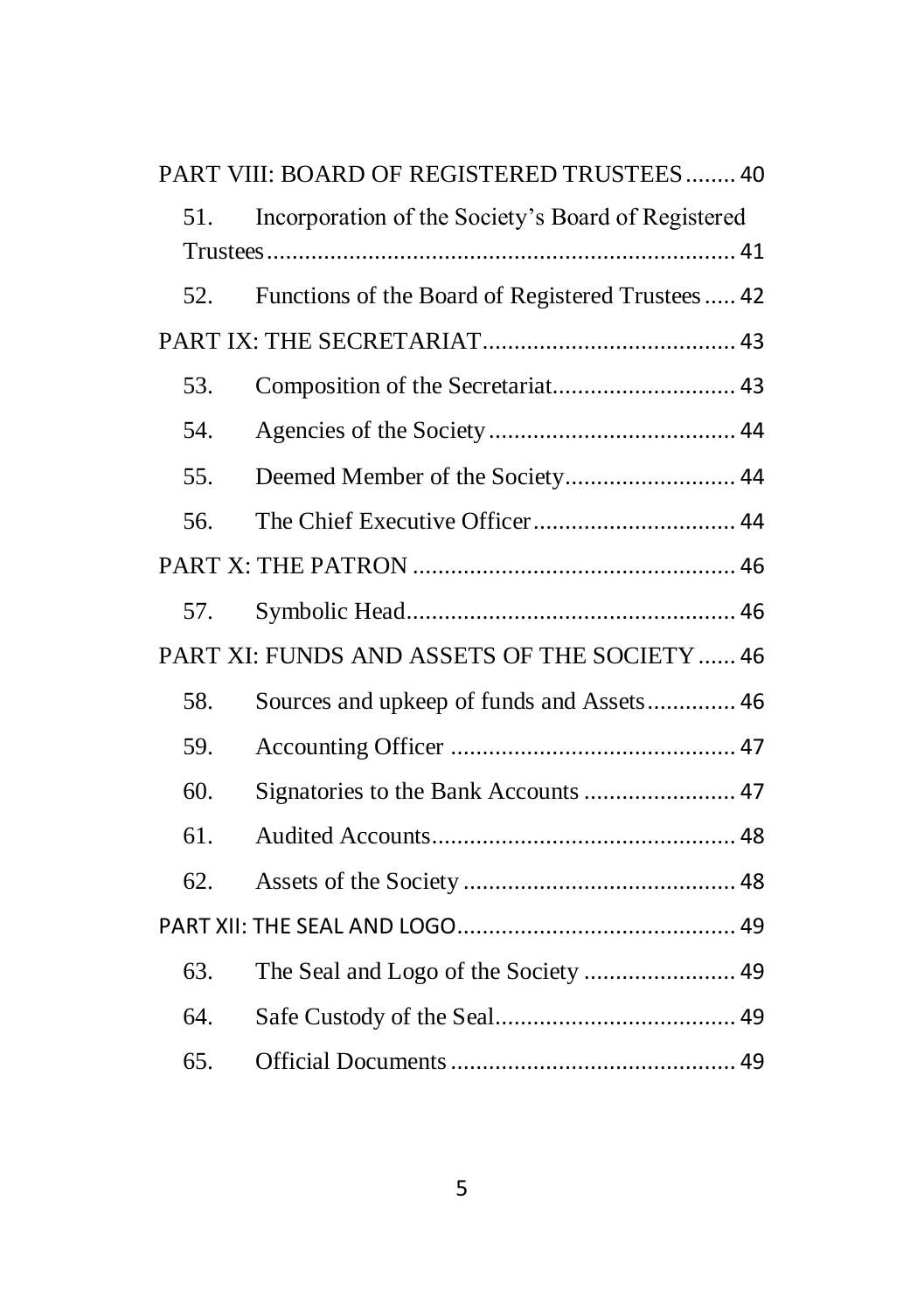PART VIII: BOARD OF REGISTERED TRUSTEES ........ 40

51. Incorporation of the Society's Board of Registered Trustees ........ 41

52. Functions of the Board of Registered Trustees ..... 42

PART IX: THE SECRETARIAT ........ 43

53. Composition of the Secretariat ........ 43

54. Agencies of the Society ........ 44

55. Deemed Member of the Society ........ 44

56. The Chief Executive Officer ........ 44

PART X: THE PATRON ........ 46

57. Symbolic Head ........ 46

PART XI: FUNDS AND ASSETS OF THE SOCIETY ...... 46

58. Sources and upkeep of funds and Assets ........ 46

59. Accounting Officer ........ 47

60. Signatories to the Bank Accounts ........ 47

61. Audited Accounts ........ 48

62. Assets of the Society ........ 48

PART XII: THE SEAL AND LOGO ........ 49

63. The Seal and Logo of the Society ........ 49

64. Safe Custody of the Seal ........ 49

65. Official Documents ........ 49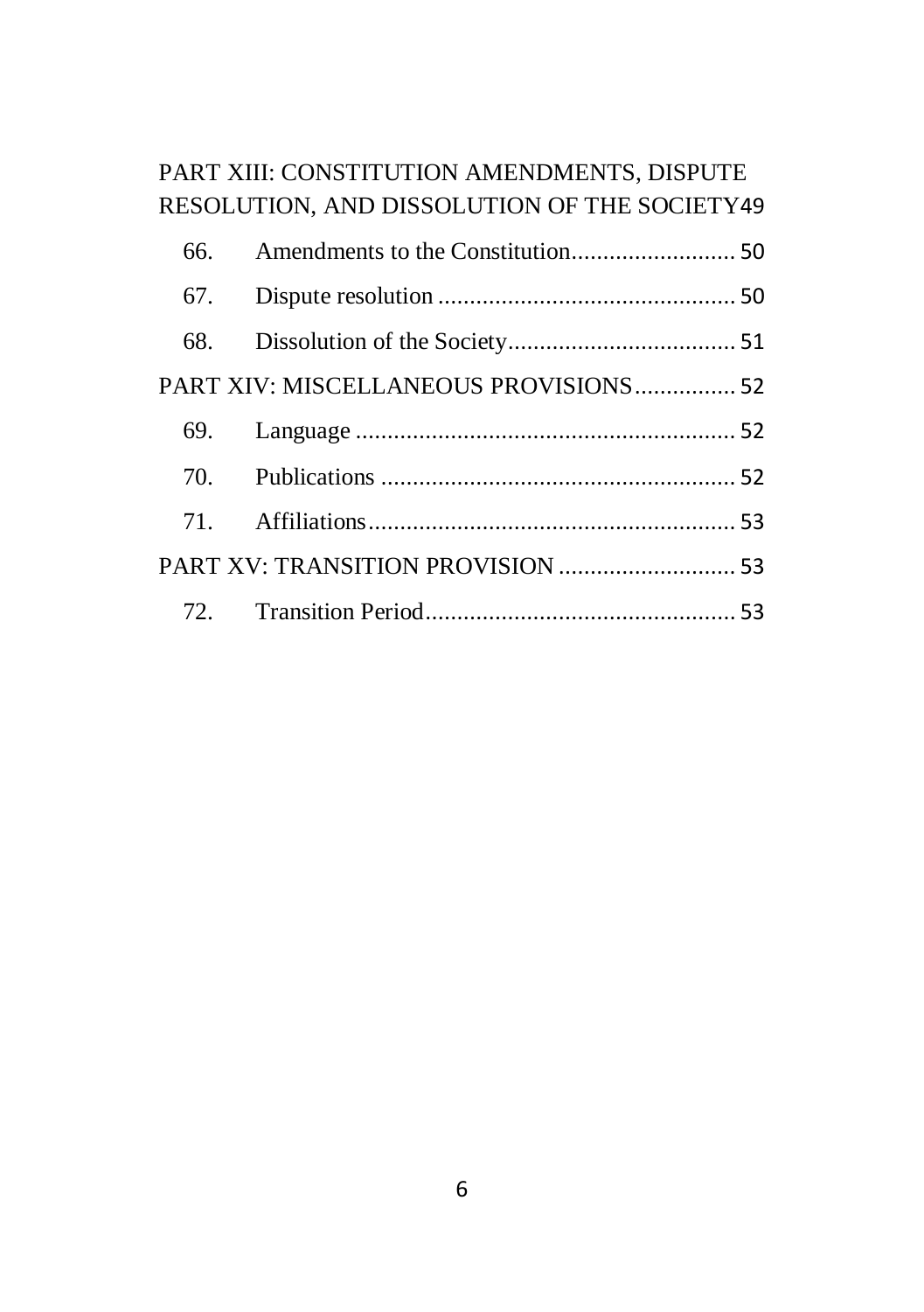PART XIII: CONSTITUTION AMENDMENTS, DISPUTE RESOLUTION, AND DISSOLUTION OF THE SOCIETY 49

66. Amendments to the Constitution .......................... 50

67. Dispute resolution ............................................... 50

68. Dissolution of the Society .................................... 51

PART XIV: MISCELLANEOUS PROVISIONS ................ 52

69. Language ............................................................ 52

70. Publications ........................................................ 52

71. Affiliations .......................................................... 53

PART XV: TRANSITION PROVISION ............................ 53

72. Transition Period ................................................. 53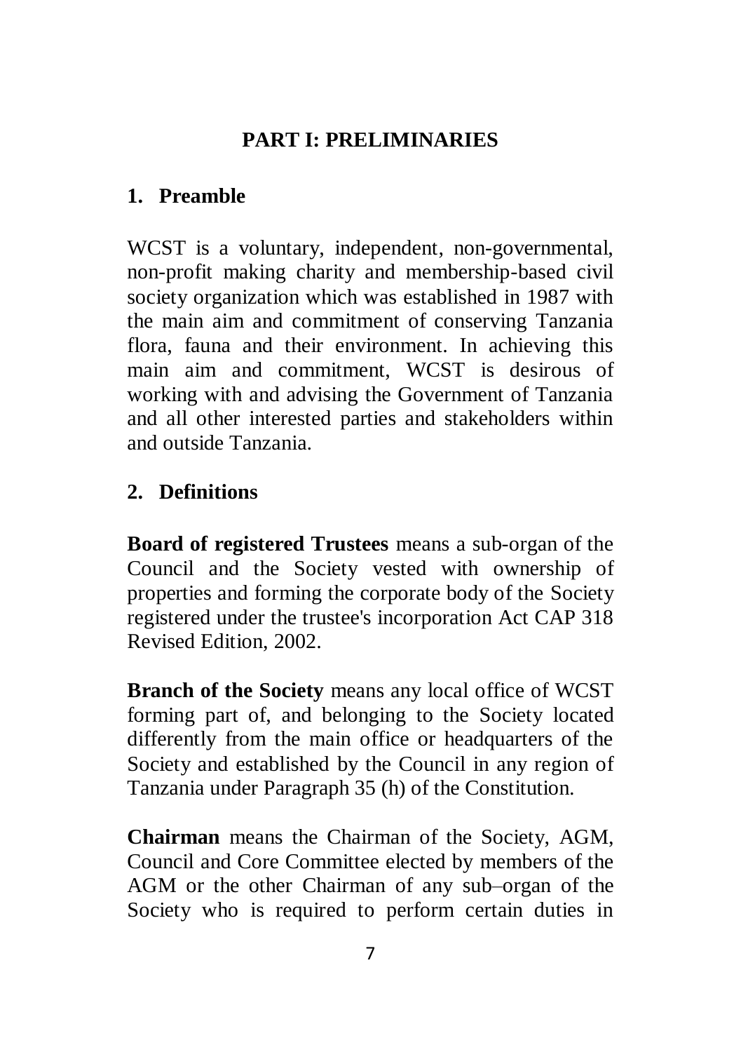## PART I: PRELIMINARIES

### 1. Preamble

WCST is a voluntary, independent, non-governmental, non-profit making charity and membership-based civil society organization which was established in 1987 with the main aim and commitment of conserving Tanzania flora, fauna and their environment. In achieving this main aim and commitment, WCST is desirous of working with and advising the Government of Tanzania and all other interested parties and stakeholders within and outside Tanzania.

### 2. Definitions

**Board of registered Trustees** means a sub-organ of the Council and the Society vested with ownership of properties and forming the corporate body of the Society registered under the trustee's incorporation Act CAP 318 Revised Edition, 2002.

**Branch of the Society** means any local office of WCST forming part of, and belonging to the Society located differently from the main office or headquarters of the Society and established by the Council in any region of Tanzania under Paragraph 35 (h) of the Constitution.

**Chairman** means the Chairman of the Society, AGM, Council and Core Committee elected by members of the AGM or the other Chairman of any sub–organ of the Society who is required to perform certain duties in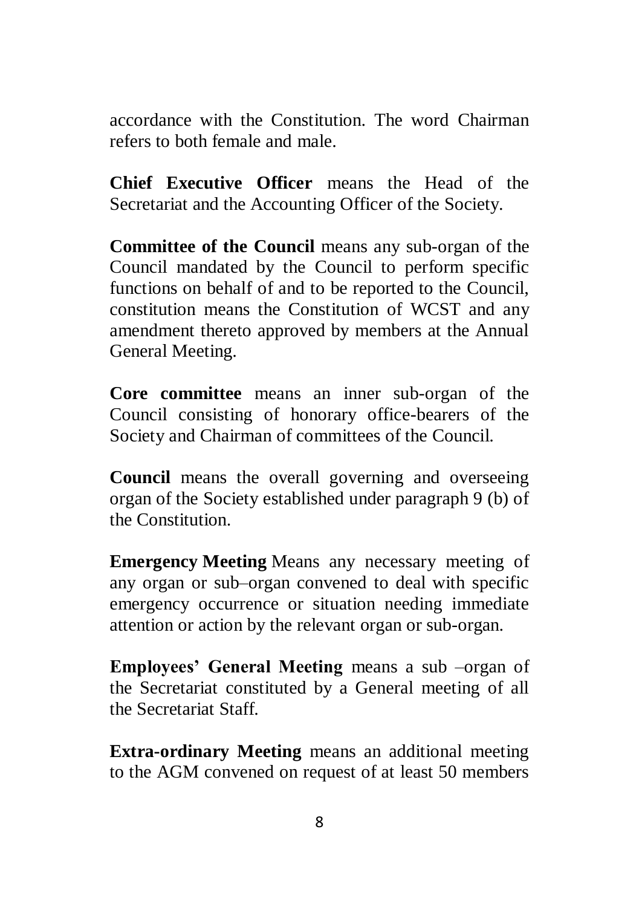accordance with the Constitution. The word Chairman refers to both female and male.

**Chief Executive Officer** means the Head of the Secretariat and the Accounting Officer of the Society.

**Committee of the Council** means any sub-organ of the Council mandated by the Council to perform specific functions on behalf of and to be reported to the Council, constitution means the Constitution of WCST and any amendment thereto approved by members at the Annual General Meeting.

**Core committee** means an inner sub-organ of the Council consisting of honorary office-bearers of the Society and Chairman of committees of the Council.

**Council** means the overall governing and overseeing organ of the Society established under paragraph 9 (b) of the Constitution.

**Emergency Meeting** Means any necessary meeting of any organ or sub–organ convened to deal with specific emergency occurrence or situation needing immediate attention or action by the relevant organ or sub-organ.

**Employees' General Meeting** means a sub –organ of the Secretariat constituted by a General meeting of all the Secretariat Staff.

**Extra-ordinary Meeting** means an additional meeting to the AGM convened on request of at least 50 members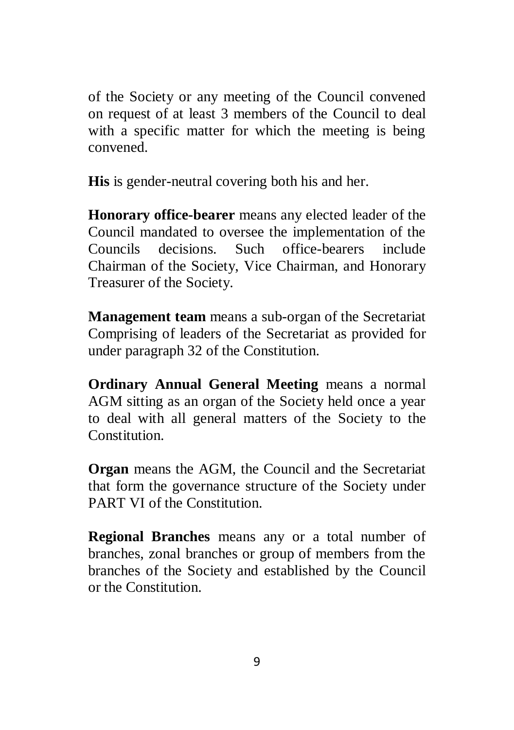of the Society or any meeting of the Council convened on request of at least 3 members of the Council to deal with a specific matter for which the meeting is being convened.

**His** is gender-neutral covering both his and her.

**Honorary office-bearer** means any elected leader of the Council mandated to oversee the implementation of the Councils decisions. Such office-bearers include Chairman of the Society, Vice Chairman, and Honorary Treasurer of the Society.

**Management team** means a sub-organ of the Secretariat Comprising of leaders of the Secretariat as provided for under paragraph 32 of the Constitution.

**Ordinary Annual General Meeting** means a normal AGM sitting as an organ of the Society held once a year to deal with all general matters of the Society to the Constitution.

**Organ** means the AGM, the Council and the Secretariat that form the governance structure of the Society under PART VI of the Constitution.

**Regional Branches** means any or a total number of branches, zonal branches or group of members from the branches of the Society and established by the Council or the Constitution.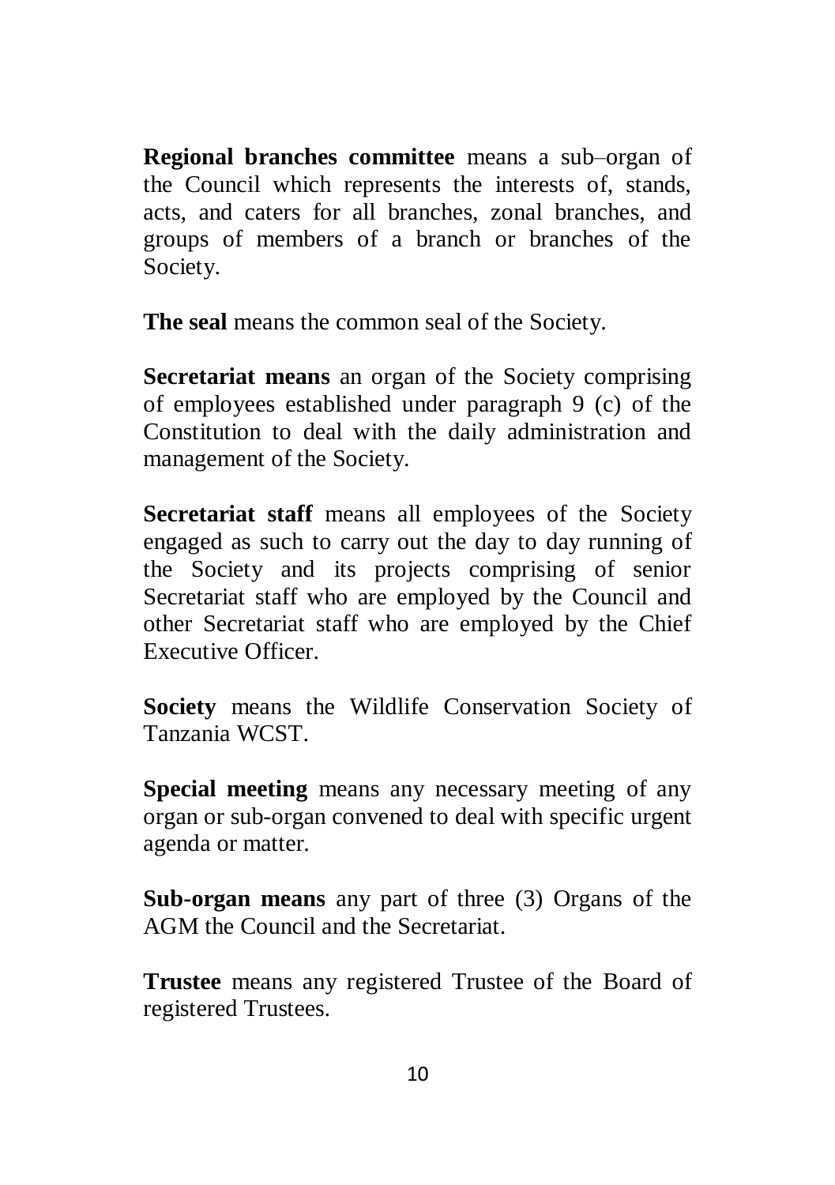**Regional branches committee** means a sub–organ of the Council which represents the interests of, stands, acts, and caters for all branches, zonal branches, and groups of members of a branch or branches of the Society.

**The seal** means the common seal of the Society.

**Secretariat means** an organ of the Society comprising of employees established under paragraph 9 (c) of the Constitution to deal with the daily administration and management of the Society.

**Secretariat staff** means all employees of the Society engaged as such to carry out the day to day running of the Society and its projects comprising of senior Secretariat staff who are employed by the Council and other Secretariat staff who are employed by the Chief Executive Officer.

**Society** means the Wildlife Conservation Society of Tanzania WCST.

**Special meeting** means any necessary meeting of any organ or sub-organ convened to deal with specific urgent agenda or matter.

**Sub-organ means** any part of three (3) Organs of the AGM the Council and the Secretariat.

**Trustee** means any registered Trustee of the Board of registered Trustees.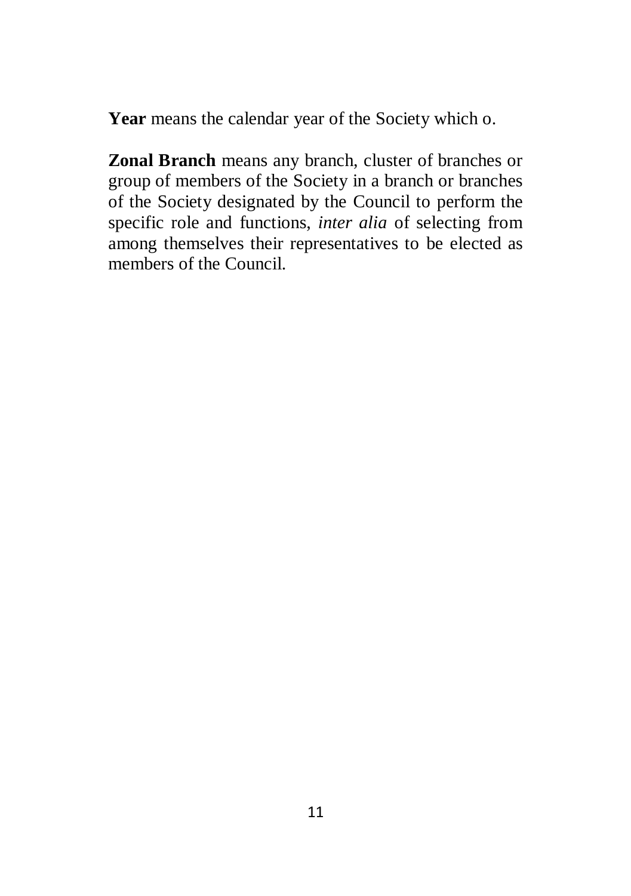**Year** means the calendar year of the Society which o.

**Zonal Branch** means any branch, cluster of branches or group of members of the Society in a branch or branches of the Society designated by the Council to perform the specific role and functions, *inter alia* of selecting from among themselves their representatives to be elected as members of the Council.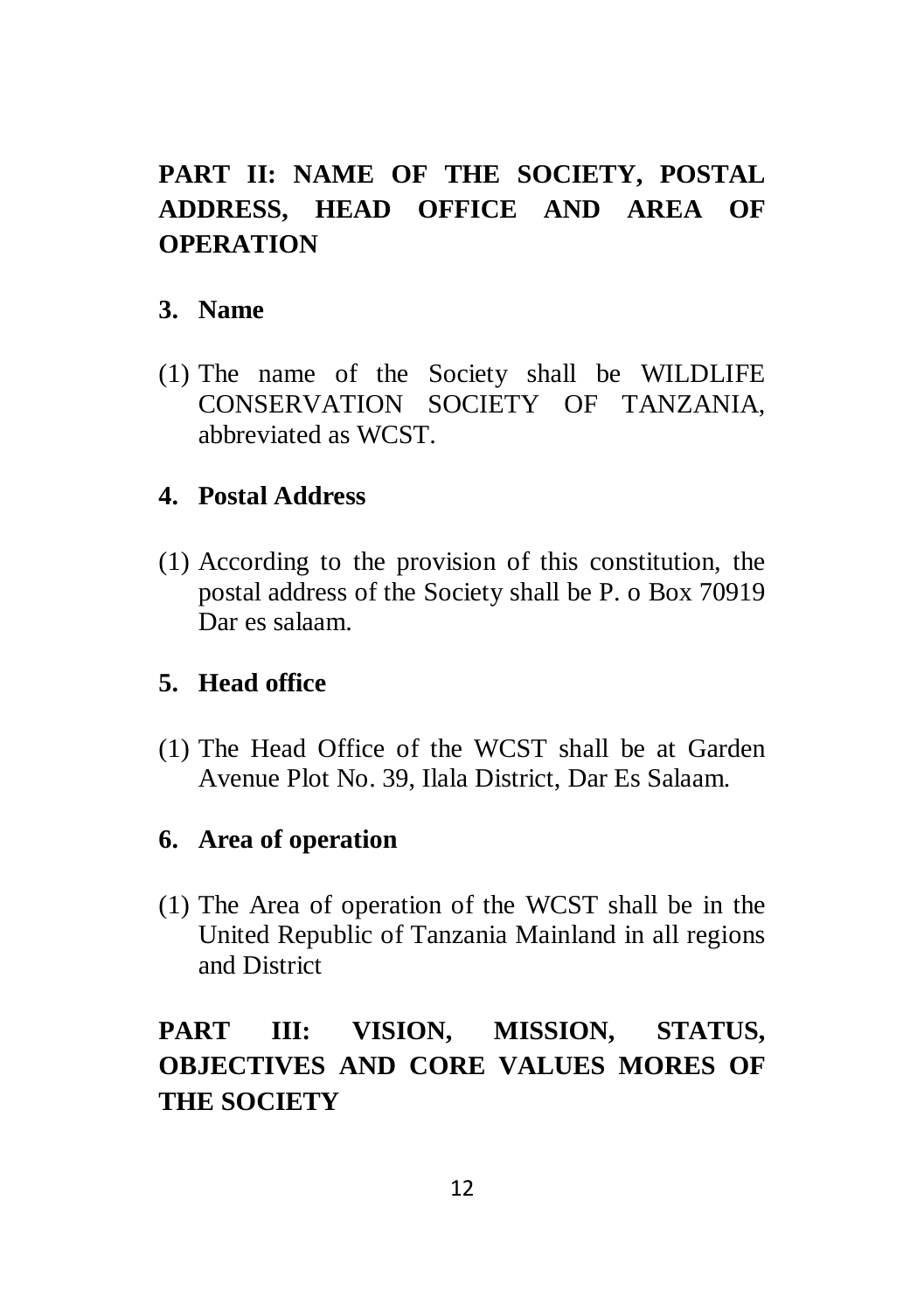## PART II: NAME OF THE SOCIETY, POSTAL ADDRESS, HEAD OFFICE AND AREA OF OPERATION

### 3. Name

(1) The name of the Society shall be WILDLIFE CONSERVATION SOCIETY OF TANZANIA, abbreviated as WCST.

### 4. Postal Address

(1) According to the provision of this constitution, the postal address of the Society shall be P. o Box 70919 Dar es salaam.

### 5. Head office

(1) The Head Office of the WCST shall be at Garden Avenue Plot No. 39, Ilala District, Dar Es Salaam.

### 6. Area of operation

(1) The Area of operation of the WCST shall be in the United Republic of Tanzania Mainland in all regions and District

## PART III: VISION, MISSION, STATUS, OBJECTIVES AND CORE VALUES MORES OF THE SOCIETY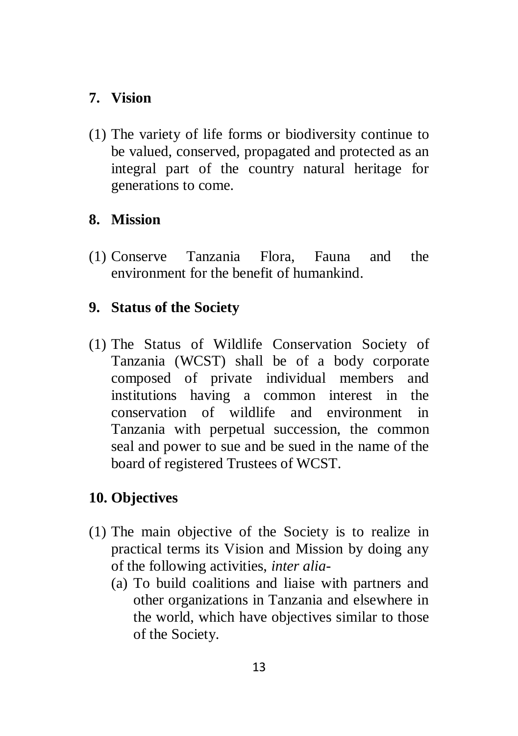## 7. Vision

(1) The variety of life forms or biodiversity continue to be valued, conserved, propagated and protected as an integral part of the country natural heritage for generations to come.

## 8. Mission

(1) Conserve Tanzania Flora, Fauna and the environment for the benefit of humankind.

## 9. Status of the Society

(1) The Status of Wildlife Conservation Society of Tanzania (WCST) shall be of a body corporate composed of private individual members and institutions having a common interest in the conservation of wildlife and environment in Tanzania with perpetual succession, the common seal and power to sue and be sued in the name of the board of registered Trustees of WCST.

## 10. Objectives

(1) The main objective of the Society is to realize in practical terms its Vision and Mission by doing any of the following activities, *inter alia*-
   (a) To build coalitions and liaise with partners and other organizations in Tanzania and elsewhere in the world, which have objectives similar to those of the Society.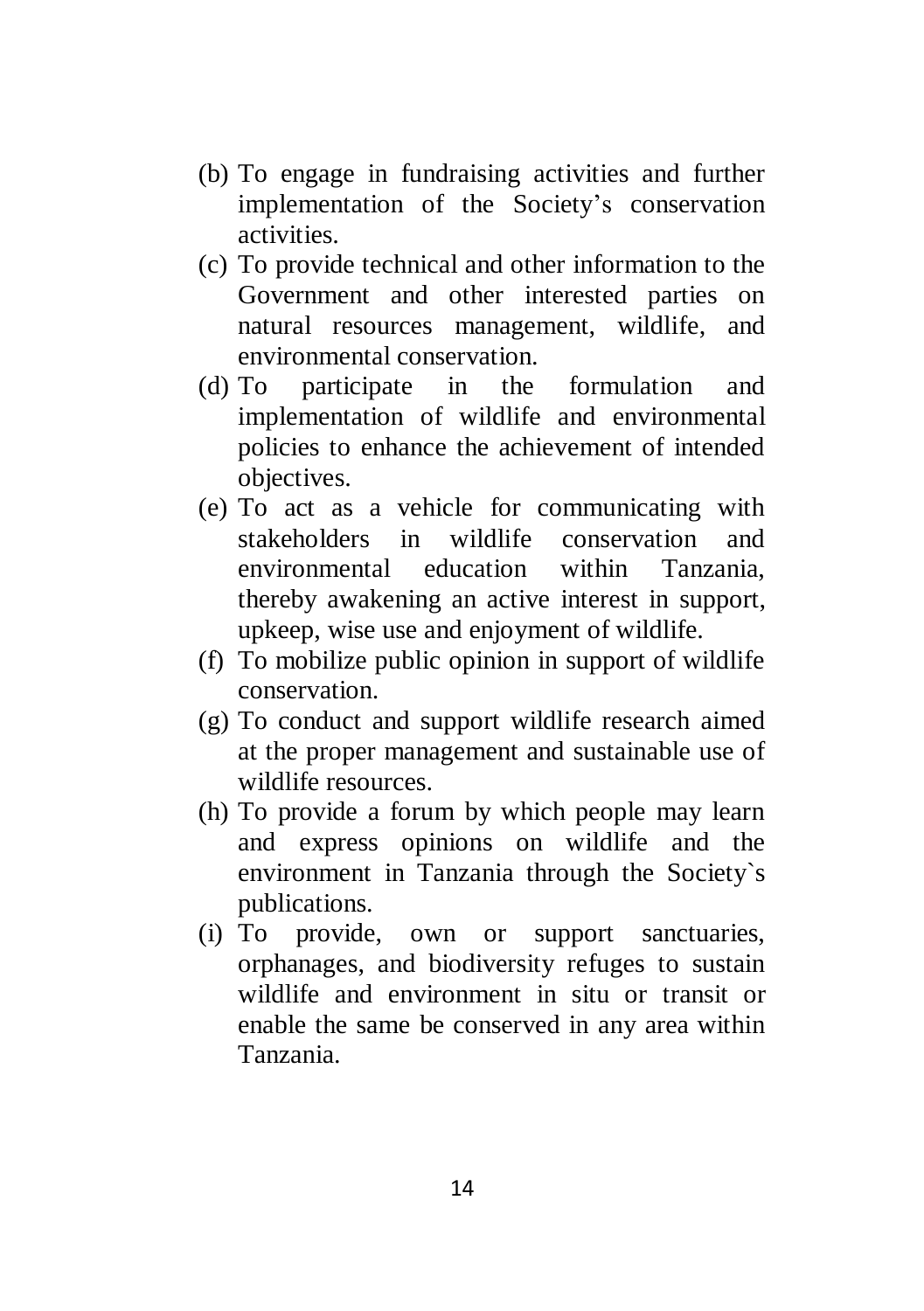(b) To engage in fundraising activities and further implementation of the Society's conservation activities.

(c) To provide technical and other information to the Government and other interested parties on natural resources management, wildlife, and environmental conservation.

(d) To participate in the formulation and implementation of wildlife and environmental policies to enhance the achievement of intended objectives.

(e) To act as a vehicle for communicating with stakeholders in wildlife conservation and environmental education within Tanzania, thereby awakening an active interest in support, upkeep, wise use and enjoyment of wildlife.

(f) To mobilize public opinion in support of wildlife conservation.

(g) To conduct and support wildlife research aimed at the proper management and sustainable use of wildlife resources.

(h) To provide a forum by which people may learn and express opinions on wildlife and the environment in Tanzania through the Society`s publications.

(i) To provide, own or support sanctuaries, orphanages, and biodiversity refuges to sustain wildlife and environment in situ or transit or enable the same be conserved in any area within Tanzania.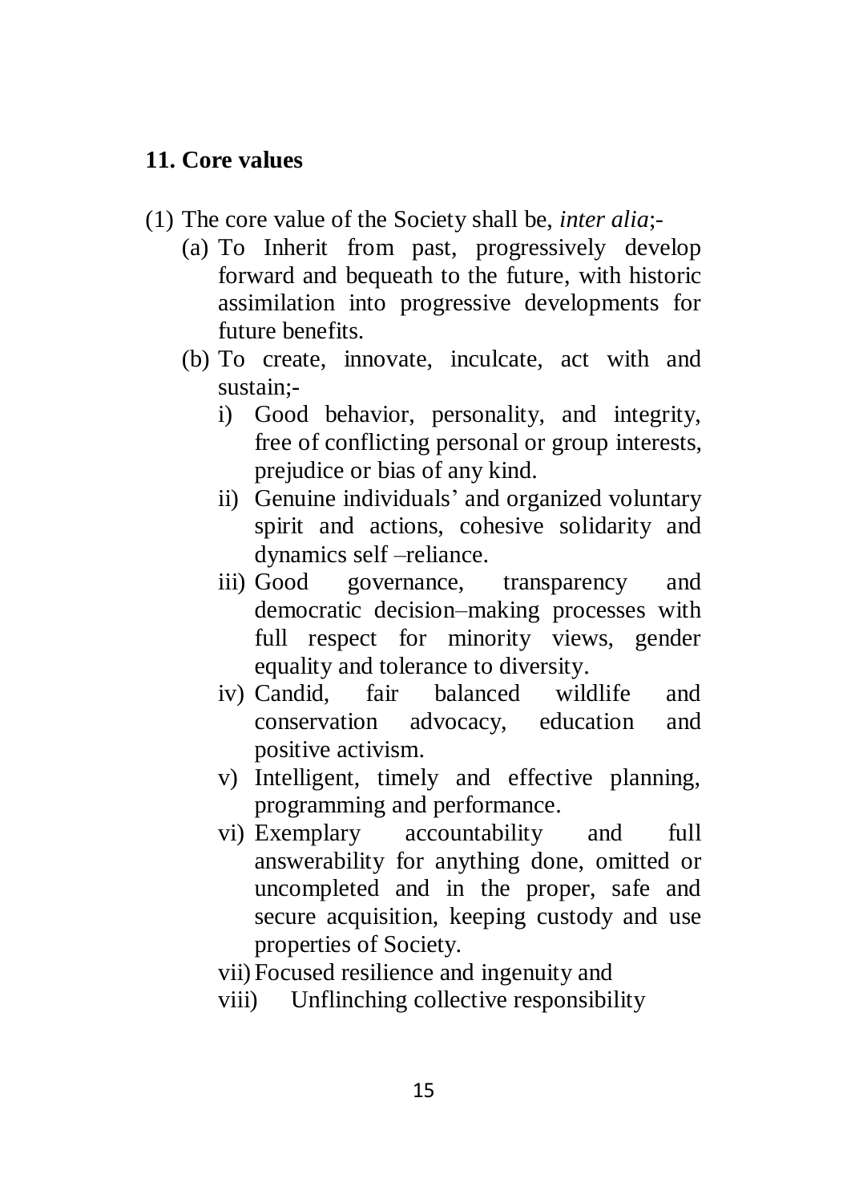## 11. Core values

(1) The core value of the Society shall be, *inter alia*;-

(a) To Inherit from past, progressively develop forward and bequeath to the future, with historic assimilation into progressive developments for future benefits.

(b) To create, innovate, inculcate, act with and sustain;-

i) Good behavior, personality, and integrity, free of conflicting personal or group interests, prejudice or bias of any kind.

ii) Genuine individuals' and organized voluntary spirit and actions, cohesive solidarity and dynamics self –reliance.

iii) Good governance, transparency and democratic decision–making processes with full respect for minority views, gender equality and tolerance to diversity.

iv) Candid, fair balanced wildlife and conservation advocacy, education and positive activism.

v) Intelligent, timely and effective planning, programming and performance.

vi) Exemplary accountability and full answerability for anything done, omitted or uncompleted and in the proper, safe and secure acquisition, keeping custody and use properties of Society.

vii) Focused resilience and ingenuity and

viii) Unflinching collective responsibility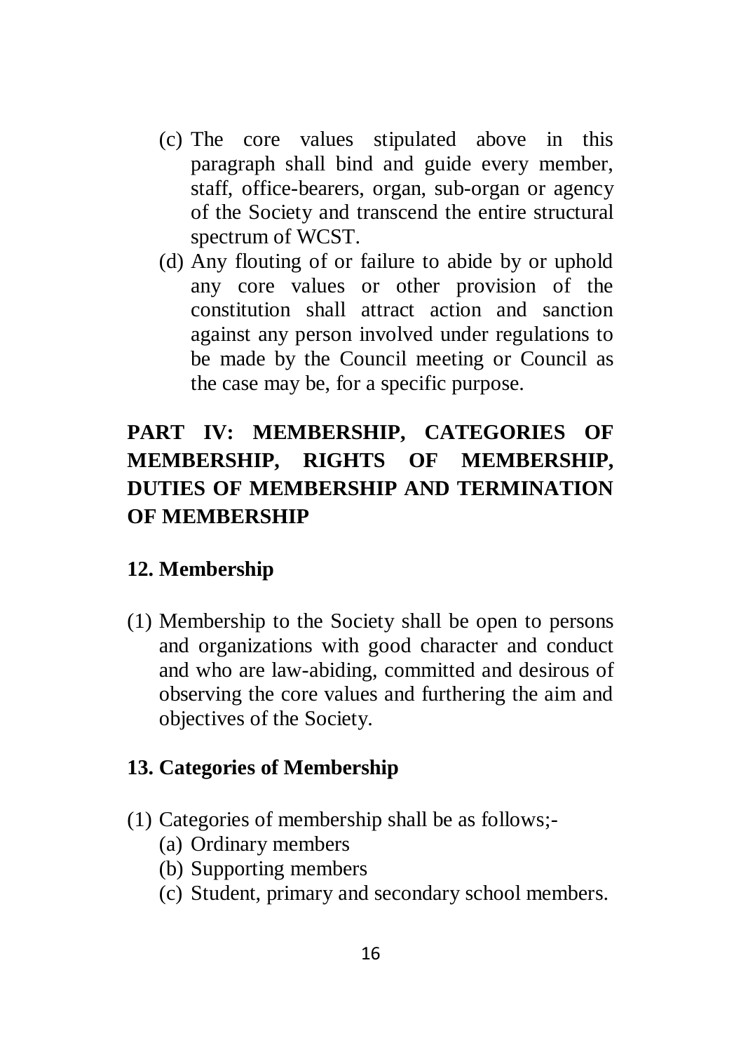(c) The core values stipulated above in this paragraph shall bind and guide every member, staff, office-bearers, organ, sub-organ or agency of the Society and transcend the entire structural spectrum of WCST.

(d) Any flouting of or failure to abide by or uphold any core values or other provision of the constitution shall attract action and sanction against any person involved under regulations to be made by the Council meeting or Council as the case may be, for a specific purpose.

## PART IV: MEMBERSHIP, CATEGORIES OF MEMBERSHIP, RIGHTS OF MEMBERSHIP, DUTIES OF MEMBERSHIP AND TERMINATION OF MEMBERSHIP

### 12. Membership

(1) Membership to the Society shall be open to persons and organizations with good character and conduct and who are law-abiding, committed and desirous of observing the core values and furthering the aim and objectives of the Society.

### 13. Categories of Membership

(1) Categories of membership shall be as follows;-
   - (a) Ordinary members
   - (b) Supporting members
   - (c) Student, primary and secondary school members.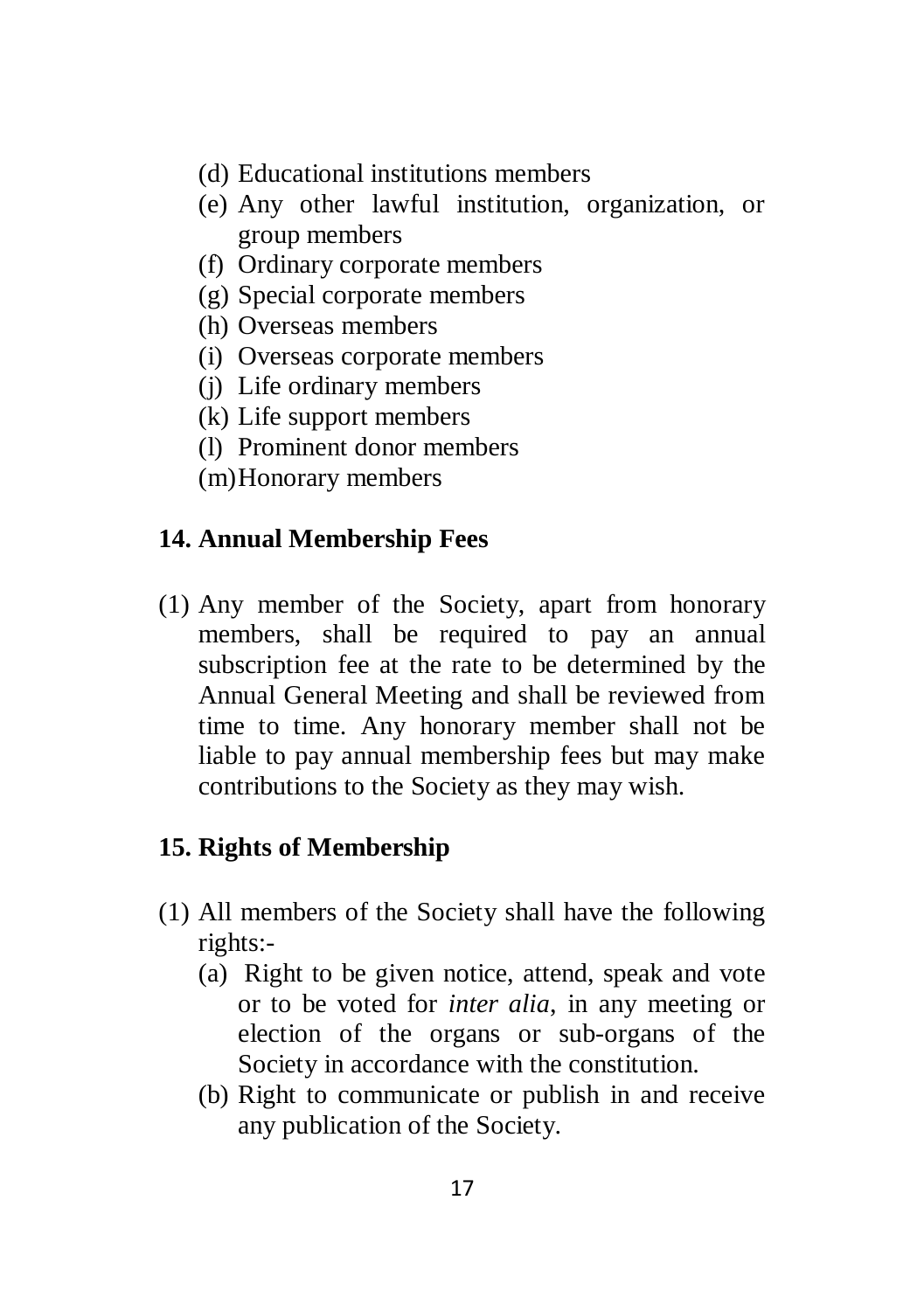(d) Educational institutions members
(e) Any other lawful institution, organization, or group members
(f) Ordinary corporate members
(g) Special corporate members
(h) Overseas members
(i) Overseas corporate members
(j) Life ordinary members
(k) Life support members
(l) Prominent donor members
(m) Honorary members

## 14. Annual Membership Fees

(1) Any member of the Society, apart from honorary members, shall be required to pay an annual subscription fee at the rate to be determined by the Annual General Meeting and shall be reviewed from time to time. Any honorary member shall not be liable to pay annual membership fees but may make contributions to the Society as they may wish.

## 15. Rights of Membership

(1) All members of the Society shall have the following rights:-

(a) Right to be given notice, attend, speak and vote or to be voted for *inter alia*, in any meeting or election of the organs or sub-organs of the Society in accordance with the constitution.

(b) Right to communicate or publish in and receive any publication of the Society.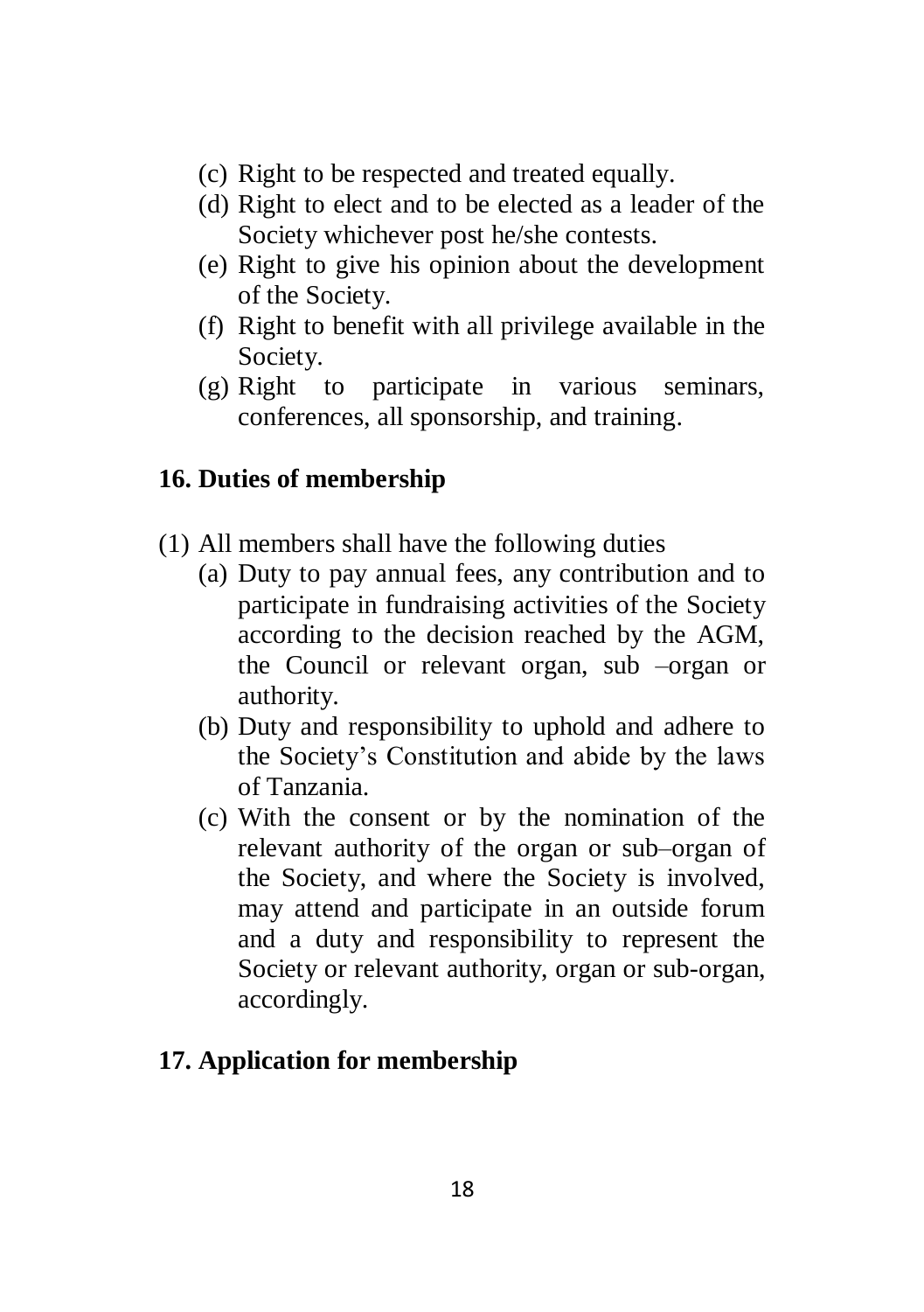(c) Right to be respected and treated equally.
(d) Right to elect and to be elected as a leader of the Society whichever post he/she contests.
(e) Right to give his opinion about the development of the Society.
(f) Right to benefit with all privilege available in the Society.
(g) Right to participate in various seminars, conferences, all sponsorship, and training.

## 16. Duties of membership

(1) All members shall have the following duties

(a) Duty to pay annual fees, any contribution and to participate in fundraising activities of the Society according to the decision reached by the AGM, the Council or relevant organ, sub –organ or authority.
(b) Duty and responsibility to uphold and adhere to the Society's Constitution and abide by the laws of Tanzania.
(c) With the consent or by the nomination of the relevant authority of the organ or sub–organ of the Society, and where the Society is involved, may attend and participate in an outside forum and a duty and responsibility to represent the Society or relevant authority, organ or sub-organ, accordingly.

## 17. Application for membership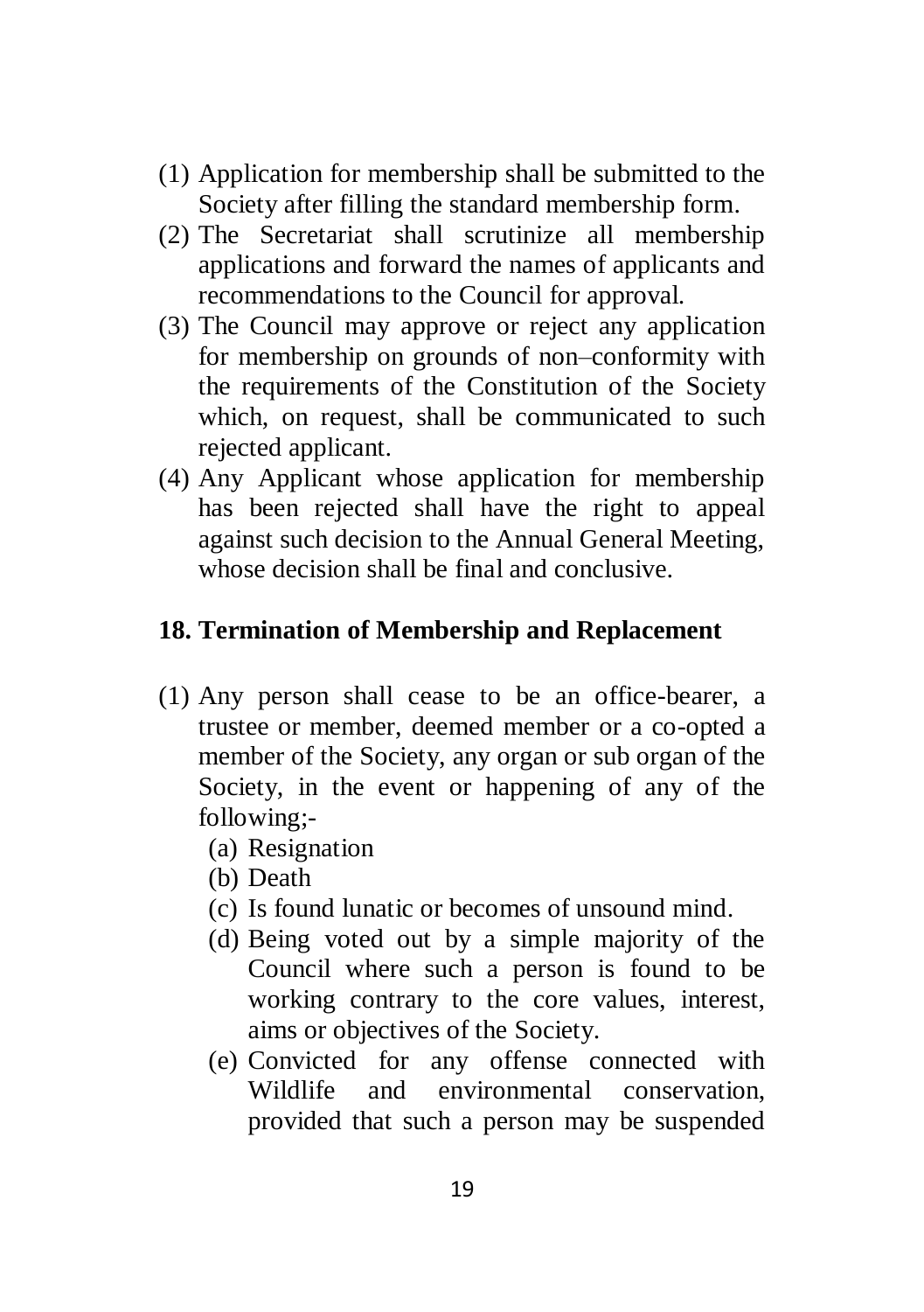(1) Application for membership shall be submitted to the Society after filling the standard membership form.
(2) The Secretariat shall scrutinize all membership applications and forward the names of applicants and recommendations to the Council for approval.
(3) The Council may approve or reject any application for membership on grounds of non–conformity with the requirements of the Constitution of the Society which, on request, shall be communicated to such rejected applicant.
(4) Any Applicant whose application for membership has been rejected shall have the right to appeal against such decision to the Annual General Meeting, whose decision shall be final and conclusive.

## 18. Termination of Membership and Replacement

(1) Any person shall cease to be an office-bearer, a trustee or member, deemed member or a co-opted a member of the Society, any organ or sub organ of the Society, in the event or happening of any of the following;-
  (a) Resignation
  (b) Death
  (c) Is found lunatic or becomes of unsound mind.
  (d) Being voted out by a simple majority of the Council where such a person is found to be working contrary to the core values, interest, aims or objectives of the Society.
  (e) Convicted for any offense connected with Wildlife and environmental conservation, provided that such a person may be suspended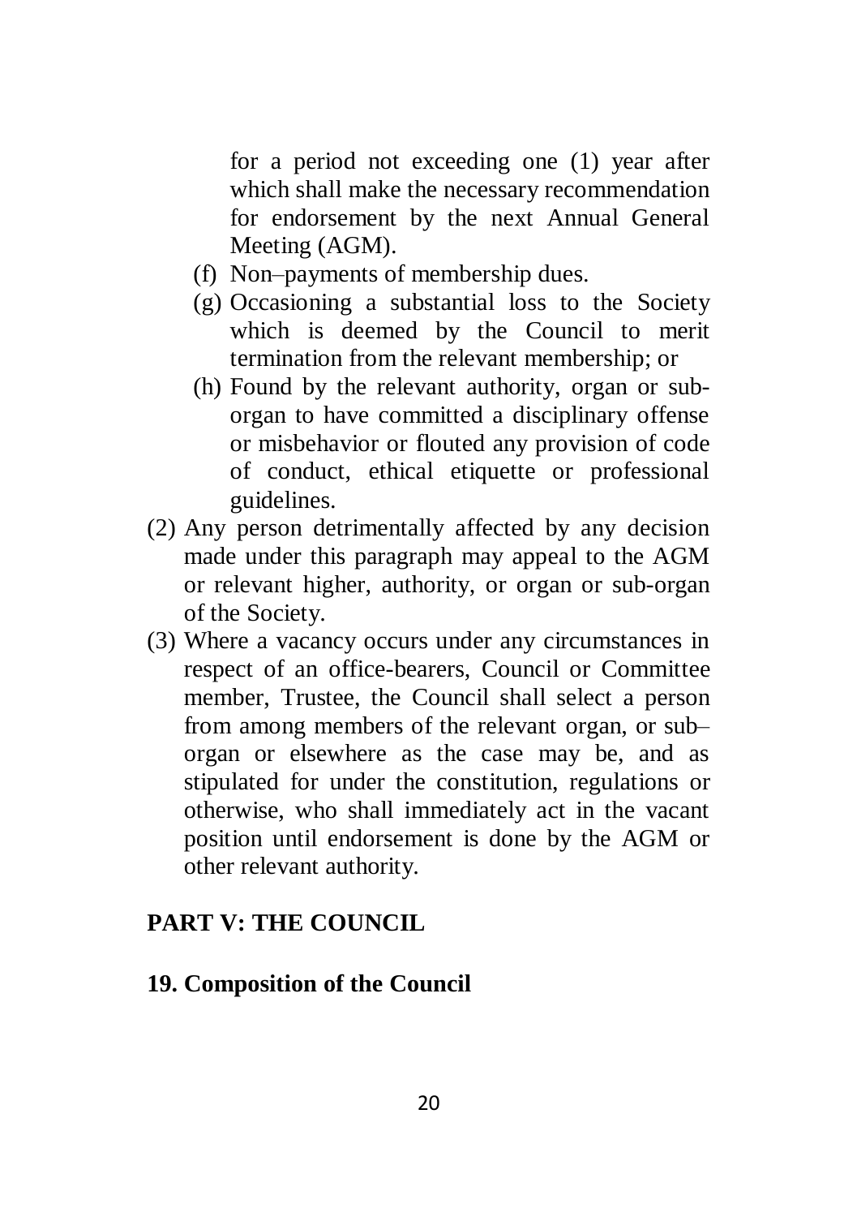for a period not exceeding one (1) year after which shall make the necessary recommendation for endorsement by the next Annual General Meeting (AGM).

(f) Non–payments of membership dues.

(g) Occasioning a substantial loss to the Society which is deemed by the Council to merit termination from the relevant membership; or

(h) Found by the relevant authority, organ or sub-organ to have committed a disciplinary offense or misbehavior or flouted any provision of code of conduct, ethical etiquette or professional guidelines.

(2) Any person detrimentally affected by any decision made under this paragraph may appeal to the AGM or relevant higher, authority, or organ or sub-organ of the Society.

(3) Where a vacancy occurs under any circumstances in respect of an office-bearers, Council or Committee member, Trustee, the Council shall select a person from among members of the relevant organ, or sub–organ or elsewhere as the case may be, and as stipulated for under the constitution, regulations or otherwise, who shall immediately act in the vacant position until endorsement is done by the AGM or other relevant authority.

## PART V: THE COUNCIL

### 19. Composition of the Council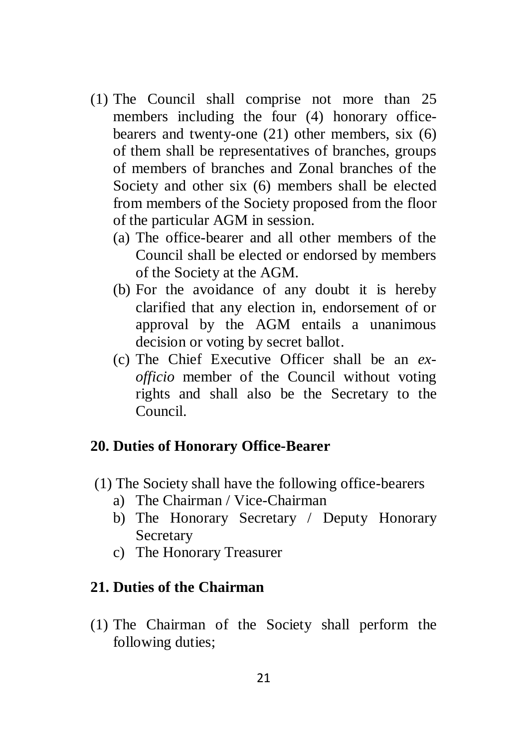(1) The Council shall comprise not more than 25 members including the four (4) honorary office-bearers and twenty-one (21) other members, six (6) of them shall be representatives of branches, groups of members of branches and Zonal branches of the Society and other six (6) members shall be elected from members of the Society proposed from the floor of the particular AGM in session.

   (a) The office-bearer and all other members of the Council shall be elected or endorsed by members of the Society at the AGM.

   (b) For the avoidance of any doubt it is hereby clarified that any election in, endorsement of or approval by the AGM entails a unanimous decision or voting by secret ballot.

   (c) The Chief Executive Officer shall be an *ex-officio* member of the Council without voting rights and shall also be the Secretary to the Council.

## 20. Duties of Honorary Office-Bearer

(1) The Society shall have the following office-bearers

   a) The Chairman / Vice-Chairman
   b) The Honorary Secretary / Deputy Honorary Secretary
   c) The Honorary Treasurer

## 21. Duties of the Chairman

(1) The Chairman of the Society shall perform the following duties;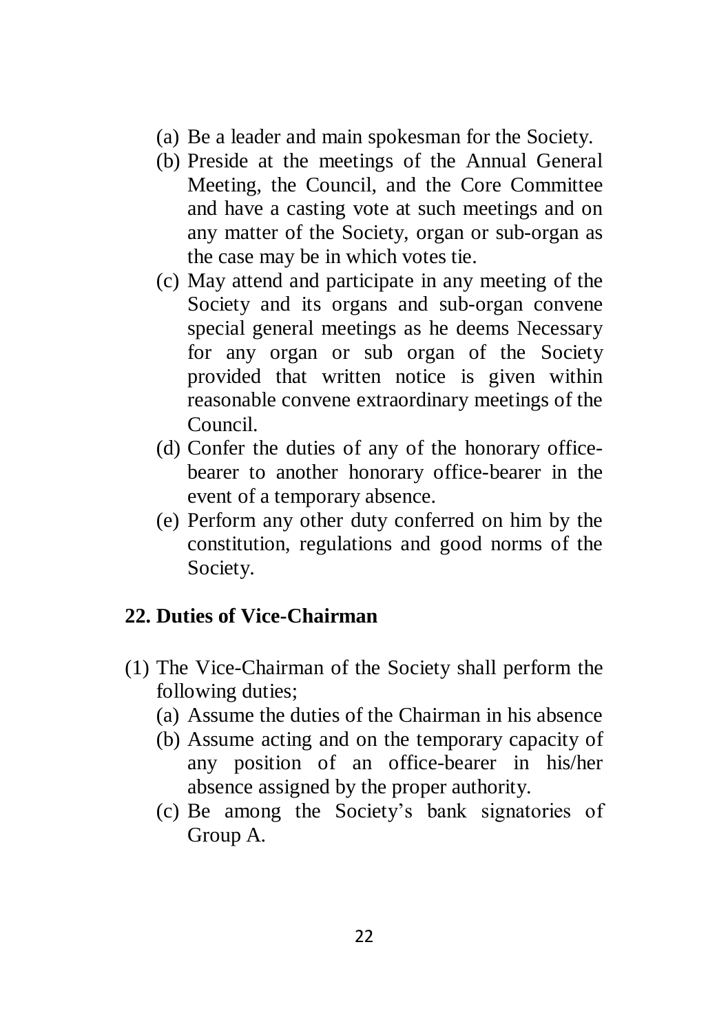(a) Be a leader and main spokesman for the Society.
(b) Preside at the meetings of the Annual General Meeting, the Council, and the Core Committee and have a casting vote at such meetings and on any matter of the Society, organ or sub-organ as the case may be in which votes tie.
(c) May attend and participate in any meeting of the Society and its organs and sub-organ convene special general meetings as he deems Necessary for any organ or sub organ of the Society provided that written notice is given within reasonable convene extraordinary meetings of the Council.
(d) Confer the duties of any of the honorary office-bearer to another honorary office-bearer in the event of a temporary absence.
(e) Perform any other duty conferred on him by the constitution, regulations and good norms of the Society.

## 22. Duties of Vice-Chairman

(1) The Vice-Chairman of the Society shall perform the following duties;
   (a) Assume the duties of the Chairman in his absence
   (b) Assume acting and on the temporary capacity of any position of an office-bearer in his/her absence assigned by the proper authority.
   (c) Be among the Society's bank signatories of Group A.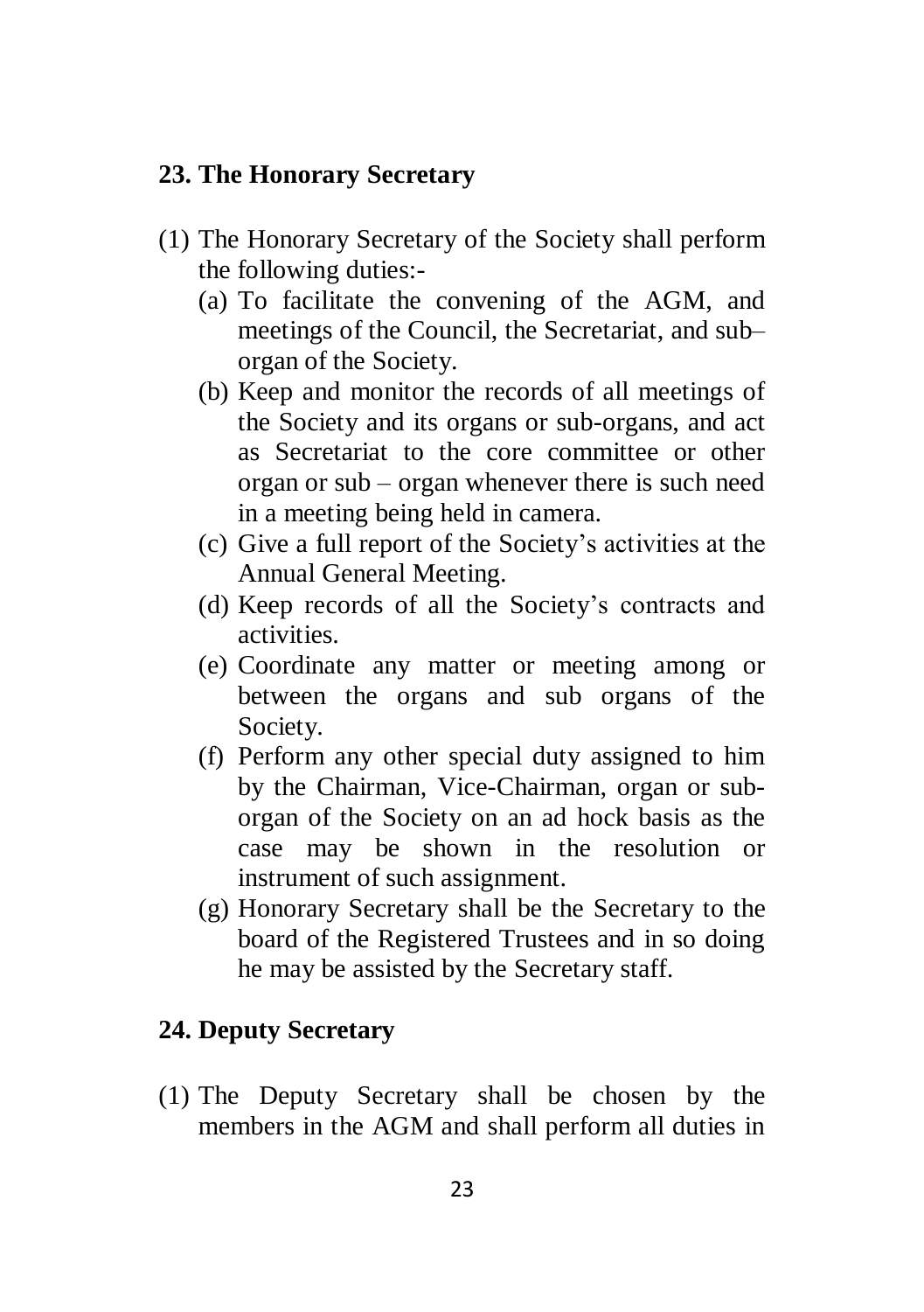## 23. The Honorary Secretary

(1) The Honorary Secretary of the Society shall perform the following duties:-

   (a) To facilitate the convening of the AGM, and meetings of the Council, the Secretariat, and sub–organ of the Society.
   (b) Keep and monitor the records of all meetings of the Society and its organs or sub-organs, and act as Secretariat to the core committee or other organ or sub – organ whenever there is such need in a meeting being held in camera.
   (c) Give a full report of the Society's activities at the Annual General Meeting.
   (d) Keep records of all the Society's contracts and activities.
   (e) Coordinate any matter or meeting among or between the organs and sub organs of the Society.
   (f) Perform any other special duty assigned to him by the Chairman, Vice-Chairman, organ or sub-organ of the Society on an ad hock basis as the case may be shown in the resolution or instrument of such assignment.
   (g) Honorary Secretary shall be the Secretary to the board of the Registered Trustees and in so doing he may be assisted by the Secretary staff.

## 24. Deputy Secretary

(1) The Deputy Secretary shall be chosen by the members in the AGM and shall perform all duties in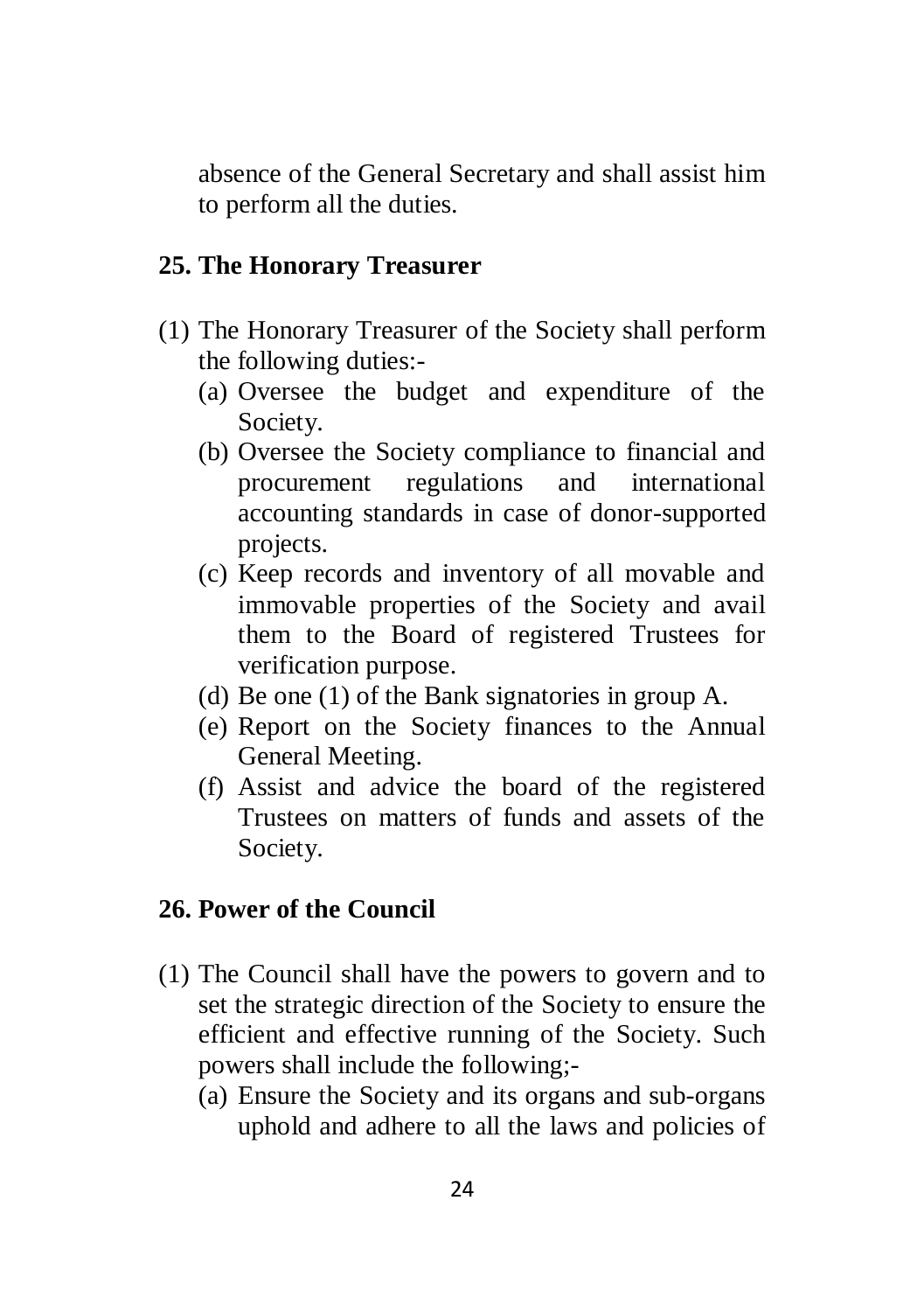absence of the General Secretary and shall assist him to perform all the duties.

## 25. The Honorary Treasurer

(1) The Honorary Treasurer of the Society shall perform the following duties:-

   (a) Oversee the budget and expenditure of the Society.
   (b) Oversee the Society compliance to financial and procurement regulations and international accounting standards in case of donor-supported projects.
   (c) Keep records and inventory of all movable and immovable properties of the Society and avail them to the Board of registered Trustees for verification purpose.
   (d) Be one (1) of the Bank signatories in group A.
   (e) Report on the Society finances to the Annual General Meeting.
   (f) Assist and advice the board of the registered Trustees on matters of funds and assets of the Society.

## 26. Power of the Council

(1) The Council shall have the powers to govern and to set the strategic direction of the Society to ensure the efficient and effective running of the Society. Such powers shall include the following;-

   (a) Ensure the Society and its organs and sub-organs uphold and adhere to all the laws and policies of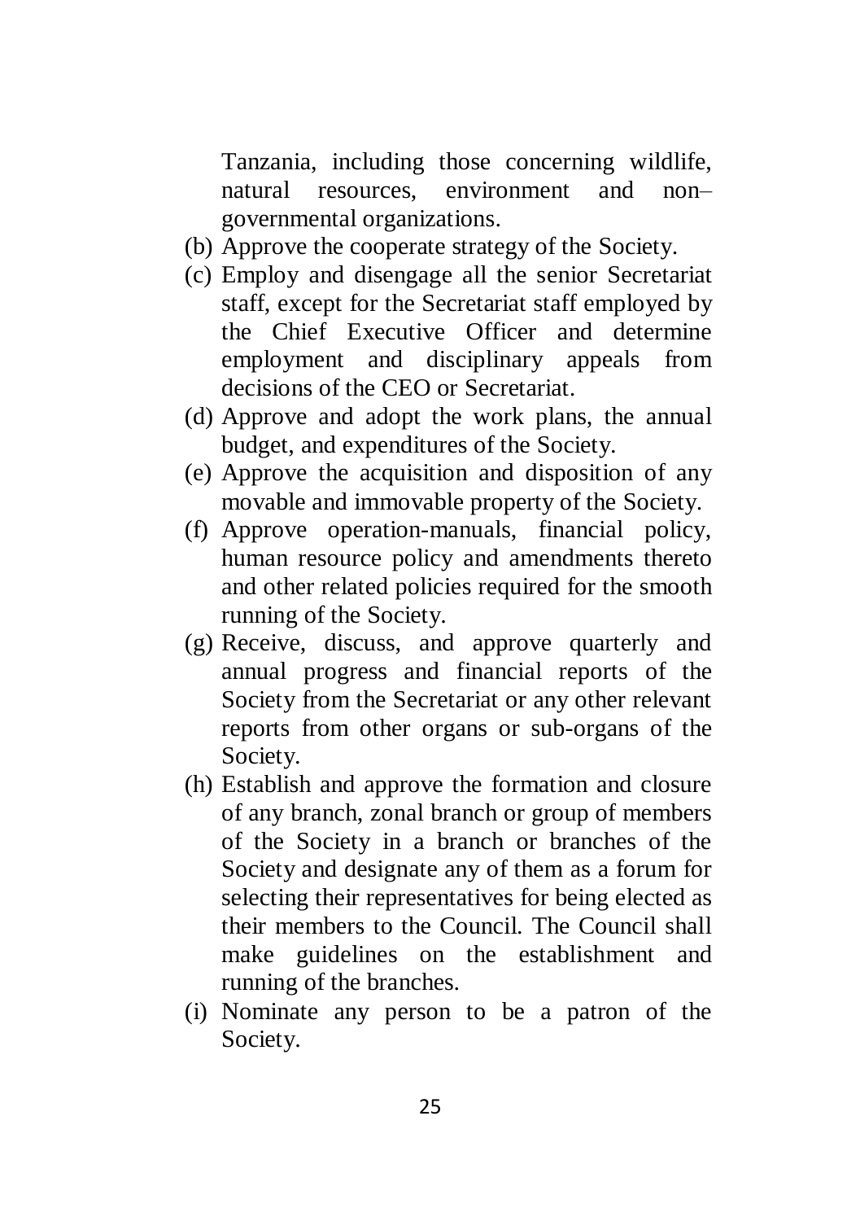Tanzania, including those concerning wildlife, natural resources, environment and non–governmental organizations.

(b) Approve the cooperate strategy of the Society.

(c) Employ and disengage all the senior Secretariat staff, except for the Secretariat staff employed by the Chief Executive Officer and determine employment and disciplinary appeals from decisions of the CEO or Secretariat.

(d) Approve and adopt the work plans, the annual budget, and expenditures of the Society.

(e) Approve the acquisition and disposition of any movable and immovable property of the Society.

(f) Approve operation-manuals, financial policy, human resource policy and amendments thereto and other related policies required for the smooth running of the Society.

(g) Receive, discuss, and approve quarterly and annual progress and financial reports of the Society from the Secretariat or any other relevant reports from other organs or sub-organs of the Society.

(h) Establish and approve the formation and closure of any branch, zonal branch or group of members of the Society in a branch or branches of the Society and designate any of them as a forum for selecting their representatives for being elected as their members to the Council. The Council shall make guidelines on the establishment and running of the branches.

(i) Nominate any person to be a patron of the Society.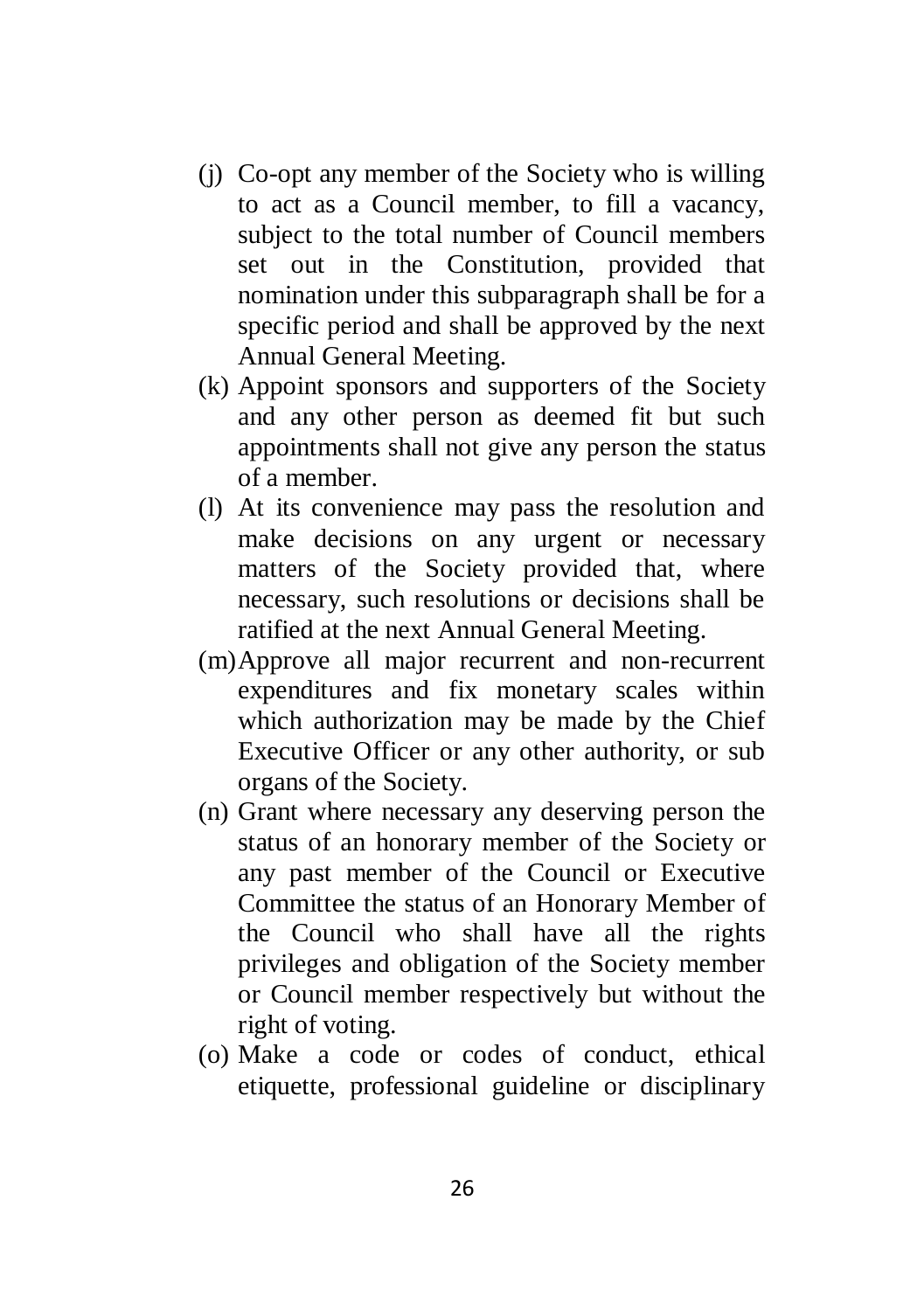(j) Co-opt any member of the Society who is willing to act as a Council member, to fill a vacancy, subject to the total number of Council members set out in the Constitution, provided that nomination under this subparagraph shall be for a specific period and shall be approved by the next Annual General Meeting.

(k) Appoint sponsors and supporters of the Society and any other person as deemed fit but such appointments shall not give any person the status of a member.

(l) At its convenience may pass the resolution and make decisions on any urgent or necessary matters of the Society provided that, where necessary, such resolutions or decisions shall be ratified at the next Annual General Meeting.

(m) Approve all major recurrent and non-recurrent expenditures and fix monetary scales within which authorization may be made by the Chief Executive Officer or any other authority, or sub organs of the Society.

(n) Grant where necessary any deserving person the status of an honorary member of the Society or any past member of the Council or Executive Committee the status of an Honorary Member of the Council who shall have all the rights privileges and obligation of the Society member or Council member respectively but without the right of voting.

(o) Make a code or codes of conduct, ethical etiquette, professional guideline or disciplinary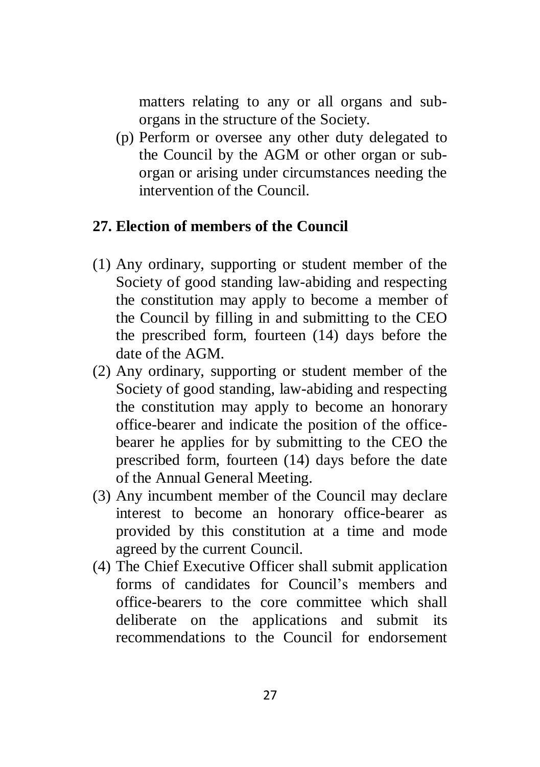matters relating to any or all organs and sub-organs in the structure of the Society.

(p) Perform or oversee any other duty delegated to the Council by the AGM or other organ or sub-organ or arising under circumstances needing the intervention of the Council.

## 27. Election of members of the Council

(1) Any ordinary, supporting or student member of the Society of good standing law-abiding and respecting the constitution may apply to become a member of the Council by filling in and submitting to the CEO the prescribed form, fourteen (14) days before the date of the AGM.

(2) Any ordinary, supporting or student member of the Society of good standing, law-abiding and respecting the constitution may apply to become an honorary office-bearer and indicate the position of the office-bearer he applies for by submitting to the CEO the prescribed form, fourteen (14) days before the date of the Annual General Meeting.

(3) Any incumbent member of the Council may declare interest to become an honorary office-bearer as provided by this constitution at a time and mode agreed by the current Council.

(4) The Chief Executive Officer shall submit application forms of candidates for Council's members and office-bearers to the core committee which shall deliberate on the applications and submit its recommendations to the Council for endorsement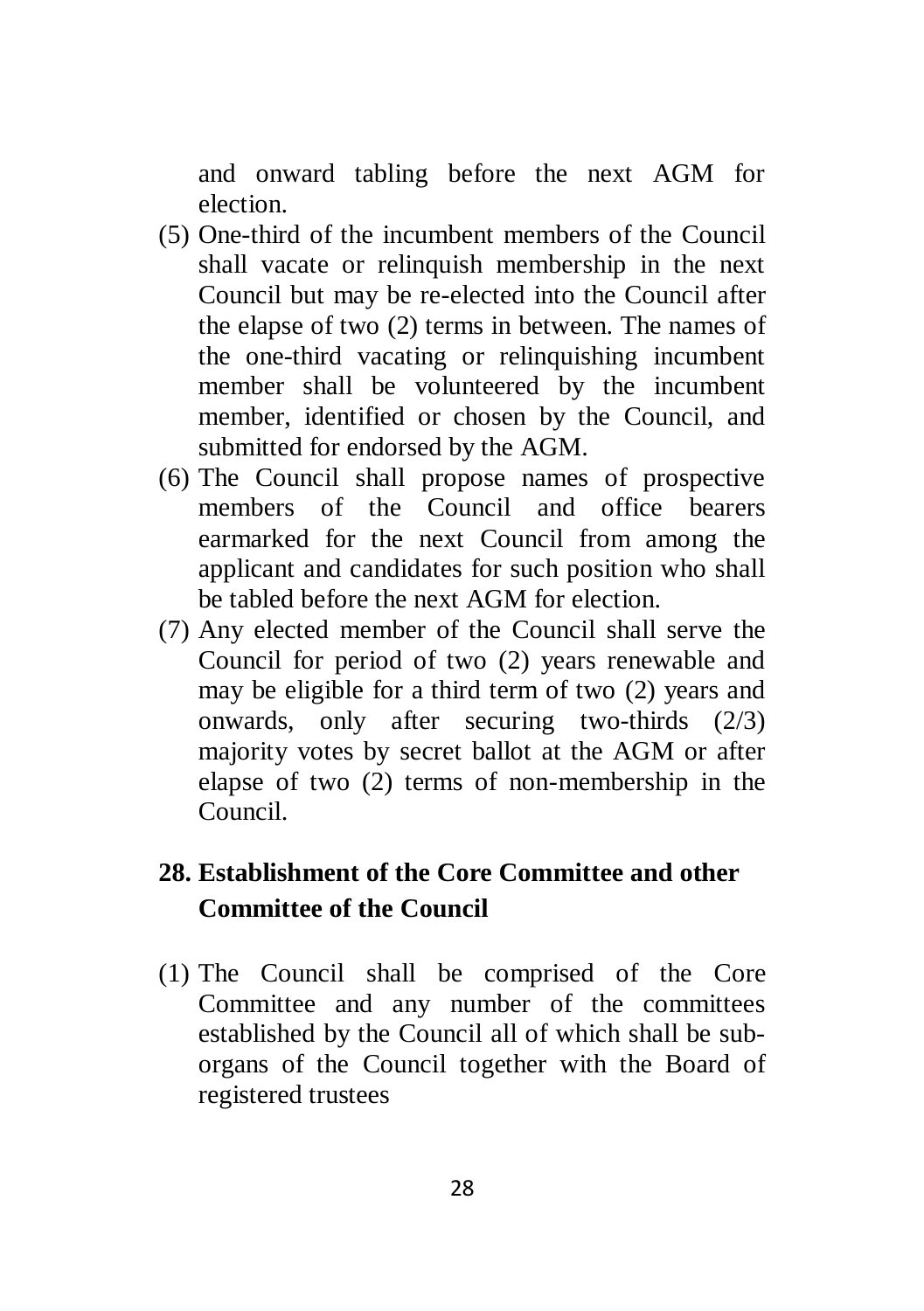and onward tabling before the next AGM for election.

(5) One-third of the incumbent members of the Council shall vacate or relinquish membership in the next Council but may be re-elected into the Council after the elapse of two (2) terms in between. The names of the one-third vacating or relinquishing incumbent member shall be volunteered by the incumbent member, identified or chosen by the Council, and submitted for endorsed by the AGM.

(6) The Council shall propose names of prospective members of the Council and office bearers earmarked for the next Council from among the applicant and candidates for such position who shall be tabled before the next AGM for election.

(7) Any elected member of the Council shall serve the Council for period of two (2) years renewable and may be eligible for a third term of two (2) years and onwards, only after securing two-thirds (2/3) majority votes by secret ballot at the AGM or after elapse of two (2) terms of non-membership in the Council.

## 28. Establishment of the Core Committee and other Committee of the Council

(1) The Council shall be comprised of the Core Committee and any number of the committees established by the Council all of which shall be sub-organs of the Council together with the Board of registered trustees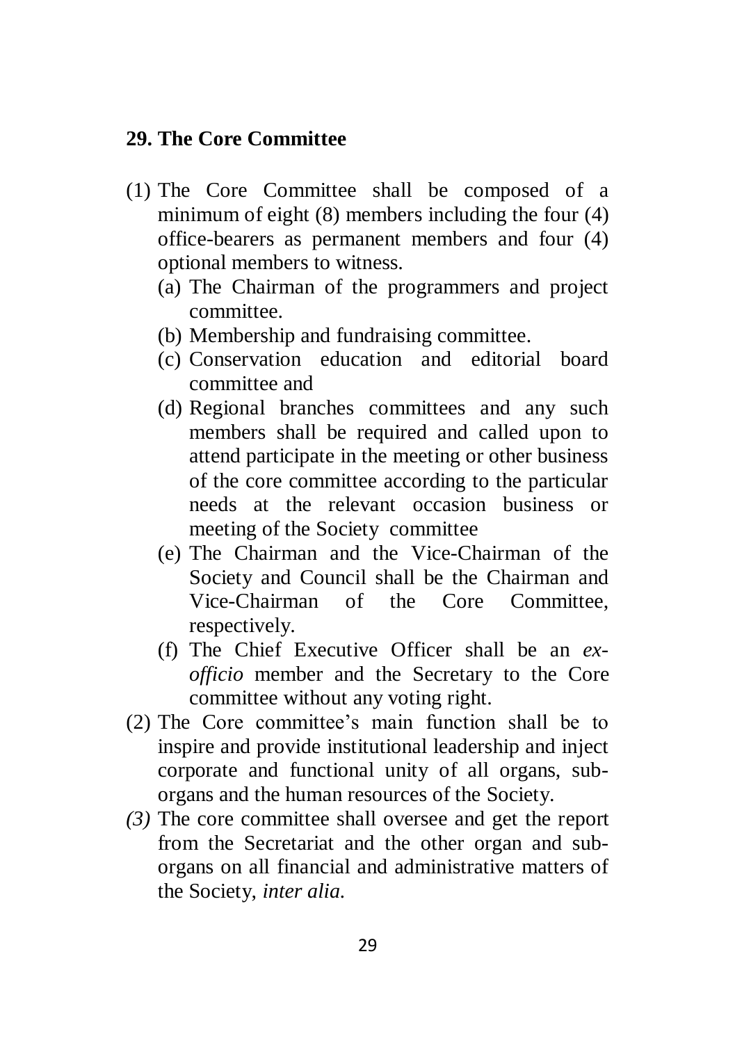## 29. The Core Committee

(1) The Core Committee shall be composed of a minimum of eight (8) members including the four (4) office-bearers as permanent members and four (4) optional members to witness.

   (a) The Chairman of the programmers and project committee.

   (b) Membership and fundraising committee.

   (c) Conservation education and editorial board committee and

   (d) Regional branches committees and any such members shall be required and called upon to attend participate in the meeting or other business of the core committee according to the particular needs at the relevant occasion business or meeting of the Society committee

   (e) The Chairman and the Vice-Chairman of the Society and Council shall be the Chairman and Vice-Chairman of the Core Committee, respectively.

   (f) The Chief Executive Officer shall be an *ex-officio* member and the Secretary to the Core committee without any voting right.

(2) The Core committee's main function shall be to inspire and provide institutional leadership and inject corporate and functional unity of all organs, sub-organs and the human resources of the Society.

*(3)* The core committee shall oversee and get the report from the Secretariat and the other organ and sub-organs on all financial and administrative matters of the Society, *inter alia.*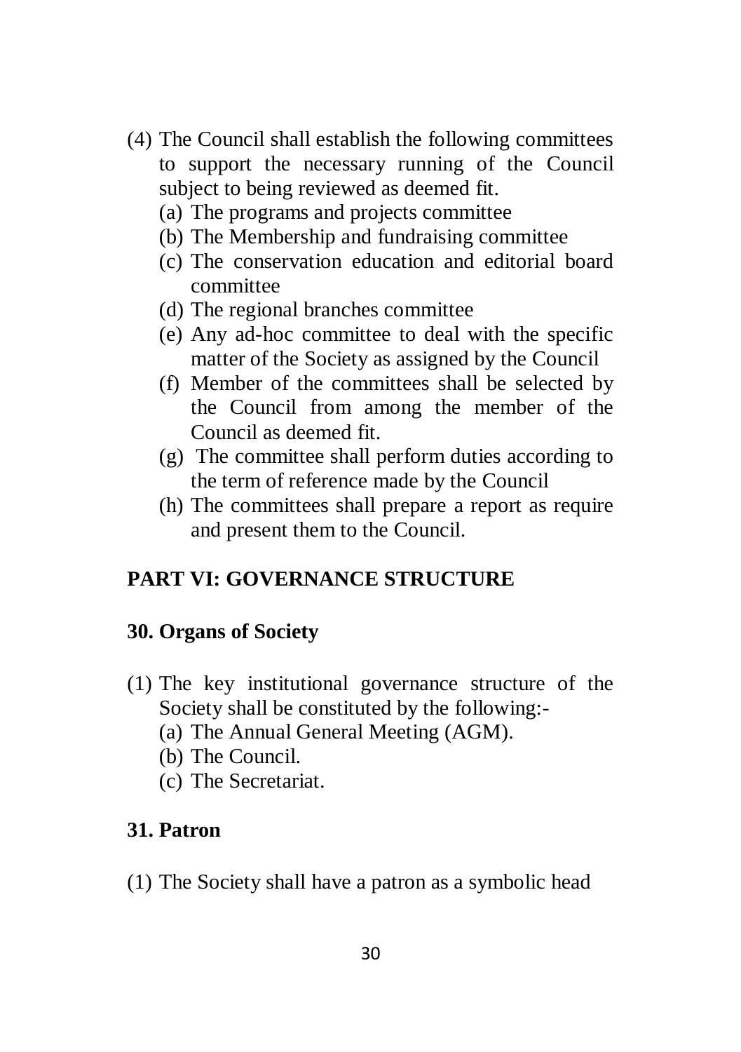(4) The Council shall establish the following committees to support the necessary running of the Council subject to being reviewed as deemed fit.
   (a) The programs and projects committee
   (b) The Membership and fundraising committee
   (c) The conservation education and editorial board committee
   (d) The regional branches committee
   (e) Any ad-hoc committee to deal with the specific matter of the Society as assigned by the Council
   (f) Member of the committees shall be selected by the Council from among the member of the Council as deemed fit.
   (g) The committee shall perform duties according to the term of reference made by the Council
   (h) The committees shall prepare a report as require and present them to the Council.

## PART VI: GOVERNANCE STRUCTURE

### 30. Organs of Society

(1) The key institutional governance structure of the Society shall be constituted by the following:-
   (a) The Annual General Meeting (AGM).
   (b) The Council.
   (c) The Secretariat.

### 31. Patron

(1) The Society shall have a patron as a symbolic head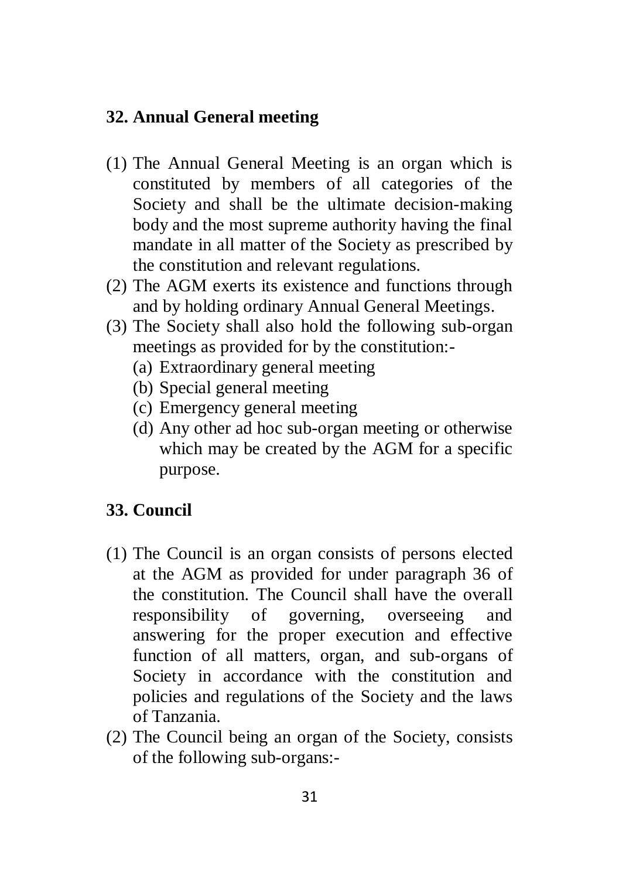## 32. Annual General meeting

(1) The Annual General Meeting is an organ which is constituted by members of all categories of the Society and shall be the ultimate decision-making body and the most supreme authority having the final mandate in all matter of the Society as prescribed by the constitution and relevant regulations.

(2) The AGM exerts its existence and functions through and by holding ordinary Annual General Meetings.

(3) The Society shall also hold the following sub-organ meetings as provided for by the constitution:-

   (a) Extraordinary general meeting
   
   (b) Special general meeting
   
   (c) Emergency general meeting
   
   (d) Any other ad hoc sub-organ meeting or otherwise which may be created by the AGM for a specific purpose.

## 33. Council

(1) The Council is an organ consists of persons elected at the AGM as provided for under paragraph 36 of the constitution. The Council shall have the overall responsibility of governing, overseeing and answering for the proper execution and effective function of all matters, organ, and sub-organs of Society in accordance with the constitution and policies and regulations of the Society and the laws of Tanzania.

(2) The Council being an organ of the Society, consists of the following sub-organs:-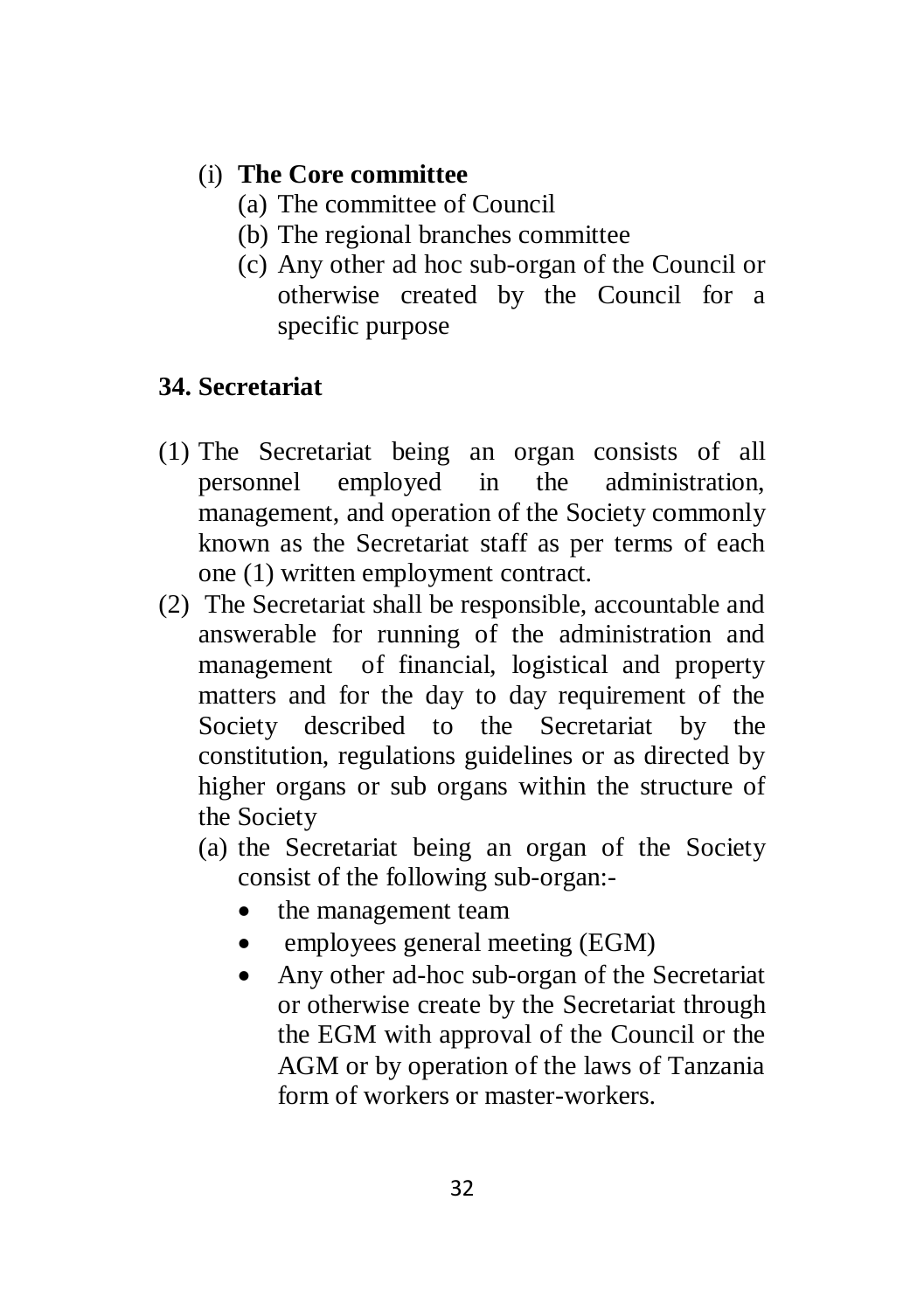(i) **The Core committee**
   (a) The committee of Council
   (b) The regional branches committee
   (c) Any other ad hoc sub-organ of the Council or otherwise created by the Council for a specific purpose

## 34. Secretariat

(1) The Secretariat being an organ consists of all personnel employed in the administration, management, and operation of the Society commonly known as the Secretariat staff as per terms of each one (1) written employment contract.

(2) The Secretariat shall be responsible, accountable and answerable for running of the administration and management of financial, logistical and property matters and for the day to day requirement of the Society described to the Secretariat by the constitution, regulations guidelines or as directed by higher organs or sub organs within the structure of the Society
   (a) the Secretariat being an organ of the Society consist of the following sub-organ:-
      - the management team
      - employees general meeting (EGM)
      - Any other ad-hoc sub-organ of the Secretariat or otherwise create by the Secretariat through the EGM with approval of the Council or the AGM or by operation of the laws of Tanzania form of workers or master-workers.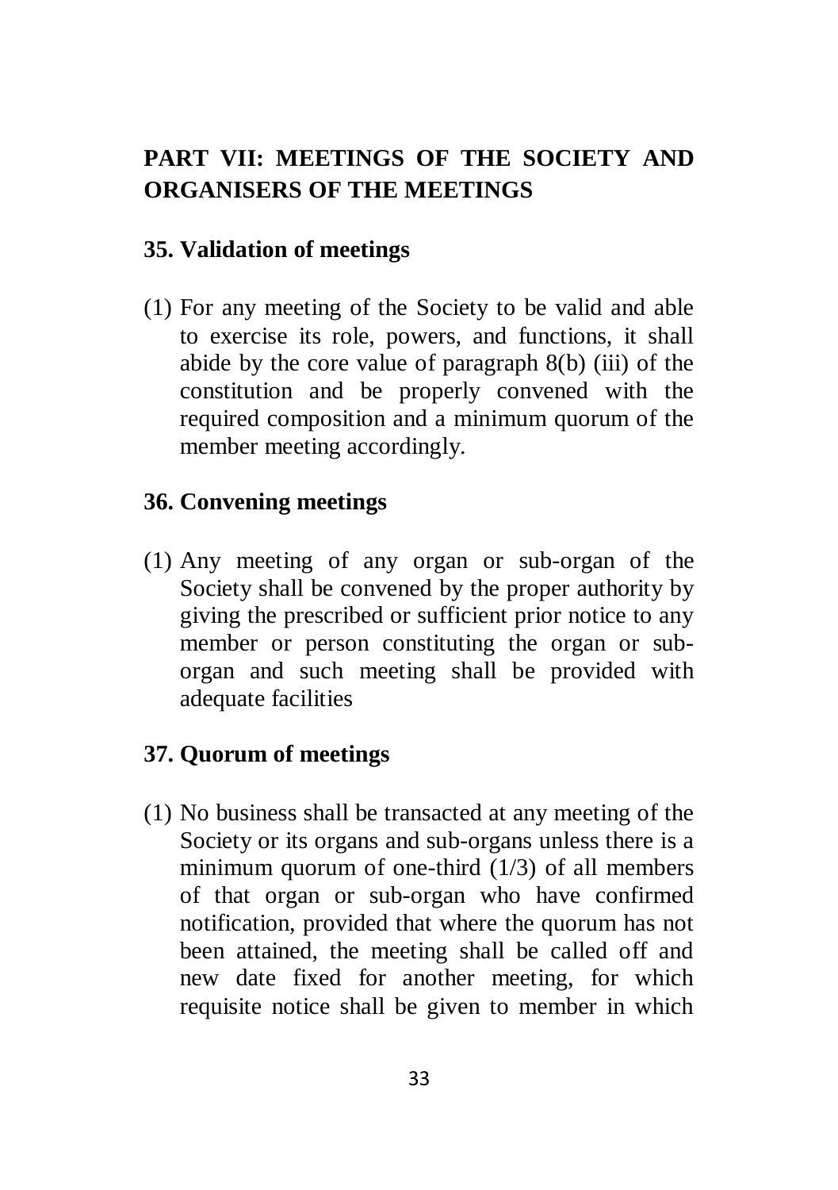## PART VII: MEETINGS OF THE SOCIETY AND ORGANISERS OF THE MEETINGS

### 35. Validation of meetings

(1) For any meeting of the Society to be valid and able to exercise its role, powers, and functions, it shall abide by the core value of paragraph 8(b) (iii) of the constitution and be properly convened with the required composition and a minimum quorum of the member meeting accordingly.

### 36. Convening meetings

(1) Any meeting of any organ or sub-organ of the Society shall be convened by the proper authority by giving the prescribed or sufficient prior notice to any member or person constituting the organ or sub-organ and such meeting shall be provided with adequate facilities

### 37. Quorum of meetings

(1) No business shall be transacted at any meeting of the Society or its organs and sub-organs unless there is a minimum quorum of one-third (1/3) of all members of that organ or sub-organ who have confirmed notification, provided that where the quorum has not been attained, the meeting shall be called off and new date fixed for another meeting, for which requisite notice shall be given to member in which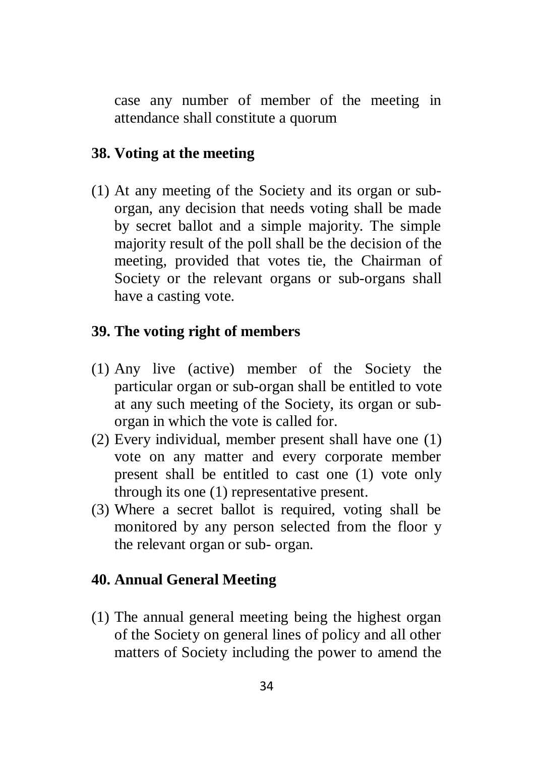case any number of member of the meeting in attendance shall constitute a quorum

## 38. Voting at the meeting

(1) At any meeting of the Society and its organ or sub-organ, any decision that needs voting shall be made by secret ballot and a simple majority. The simple majority result of the poll shall be the decision of the meeting, provided that votes tie, the Chairman of Society or the relevant organs or sub-organs shall have a casting vote.

## 39. The voting right of members

(1) Any live (active) member of the Society the particular organ or sub-organ shall be entitled to vote at any such meeting of the Society, its organ or sub-organ in which the vote is called for.
(2) Every individual, member present shall have one (1) vote on any matter and every corporate member present shall be entitled to cast one (1) vote only through its one (1) representative present.
(3) Where a secret ballot is required, voting shall be monitored by any person selected from the floor y the relevant organ or sub- organ.

## 40. Annual General Meeting

(1) The annual general meeting being the highest organ of the Society on general lines of policy and all other matters of Society including the power to amend the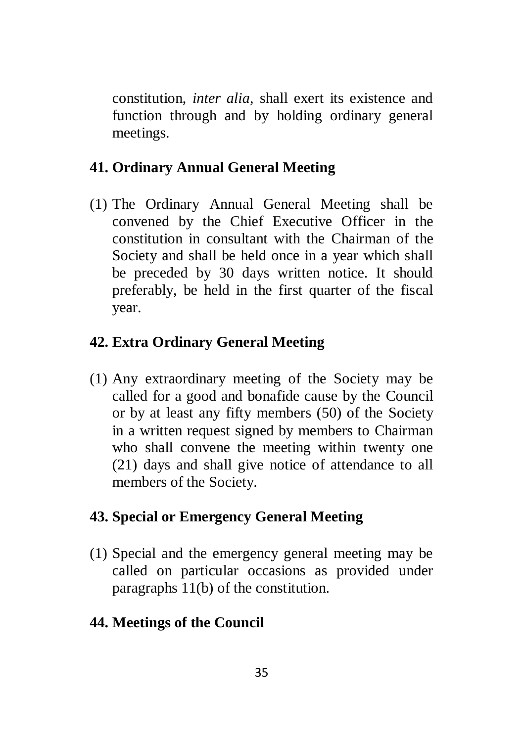constitution, *inter alia*, shall exert its existence and function through and by holding ordinary general meetings.

## 41. Ordinary Annual General Meeting

(1) The Ordinary Annual General Meeting shall be convened by the Chief Executive Officer in the constitution in consultant with the Chairman of the Society and shall be held once in a year which shall be preceded by 30 days written notice. It should preferably, be held in the first quarter of the fiscal year.

## 42. Extra Ordinary General Meeting

(1) Any extraordinary meeting of the Society may be called for a good and bonafide cause by the Council or by at least any fifty members (50) of the Society in a written request signed by members to Chairman who shall convene the meeting within twenty one (21) days and shall give notice of attendance to all members of the Society.

## 43. Special or Emergency General Meeting

(1) Special and the emergency general meeting may be called on particular occasions as provided under paragraphs 11(b) of the constitution.

## 44. Meetings of the Council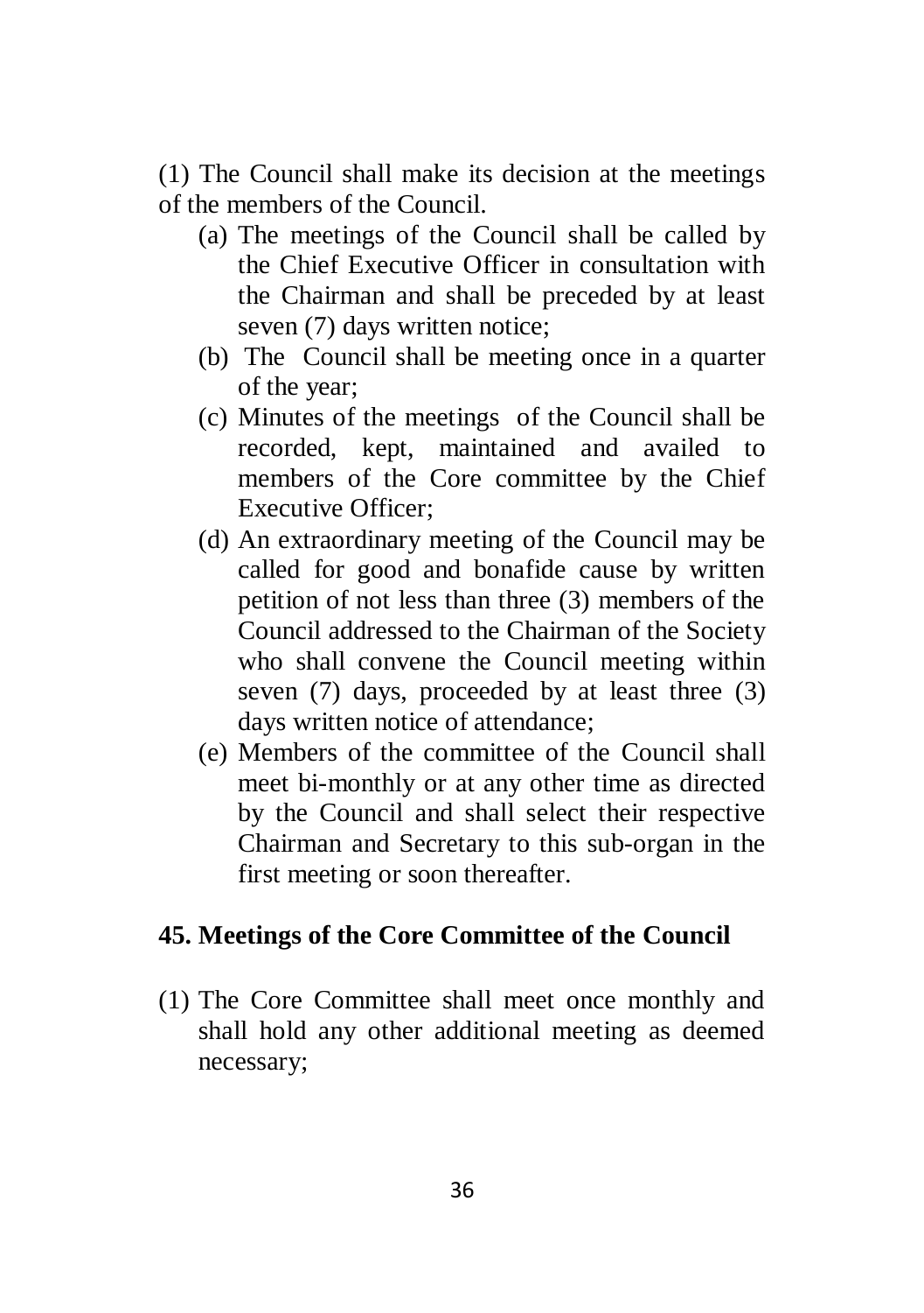(1) The Council shall make its decision at the meetings of the members of the Council.

(a) The meetings of the Council shall be called by the Chief Executive Officer in consultation with the Chairman and shall be preceded by at least seven (7) days written notice;
(b) The Council shall be meeting once in a quarter of the year;
(c) Minutes of the meetings of the Council shall be recorded, kept, maintained and availed to members of the Core committee by the Chief Executive Officer;
(d) An extraordinary meeting of the Council may be called for good and bonafide cause by written petition of not less than three (3) members of the Council addressed to the Chairman of the Society who shall convene the Council meeting within seven (7) days, proceeded by at least three (3) days written notice of attendance;
(e) Members of the committee of the Council shall meet bi-monthly or at any other time as directed by the Council and shall select their respective Chairman and Secretary to this sub-organ in the first meeting or soon thereafter.

## 45. Meetings of the Core Committee of the Council

(1) The Core Committee shall meet once monthly and shall hold any other additional meeting as deemed necessary;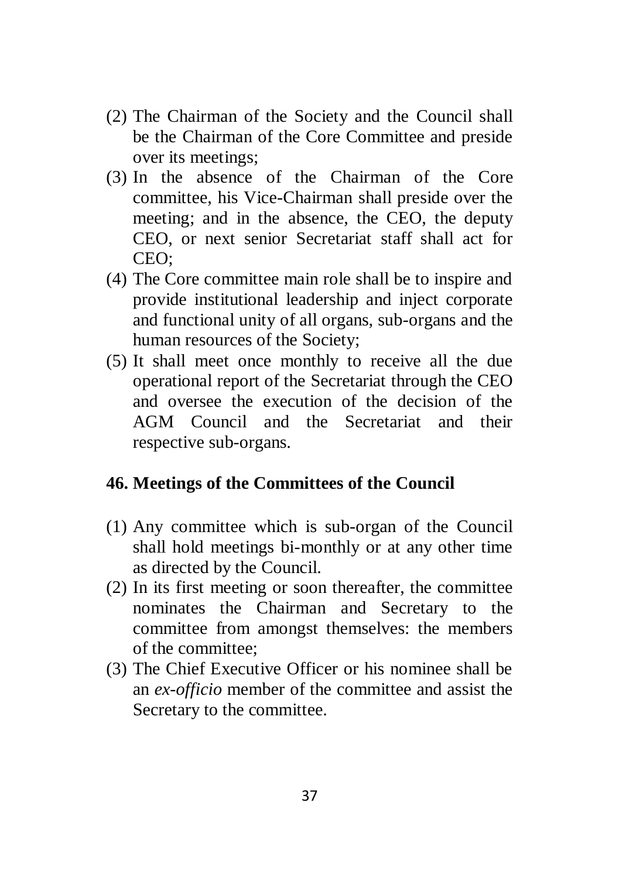(2) The Chairman of the Society and the Council shall be the Chairman of the Core Committee and preside over its meetings;

(3) In the absence of the Chairman of the Core committee, his Vice-Chairman shall preside over the meeting; and in the absence, the CEO, the deputy CEO, or next senior Secretariat staff shall act for CEO;

(4) The Core committee main role shall be to inspire and provide institutional leadership and inject corporate and functional unity of all organs, sub-organs and the human resources of the Society;

(5) It shall meet once monthly to receive all the due operational report of the Secretariat through the CEO and oversee the execution of the decision of the AGM Council and the Secretariat and their respective sub-organs.

## 46. Meetings of the Committees of the Council

(1) Any committee which is sub-organ of the Council shall hold meetings bi-monthly or at any other time as directed by the Council.

(2) In its first meeting or soon thereafter, the committee nominates the Chairman and Secretary to the committee from amongst themselves: the members of the committee;

(3) The Chief Executive Officer or his nominee shall be an *ex-officio* member of the committee and assist the Secretary to the committee.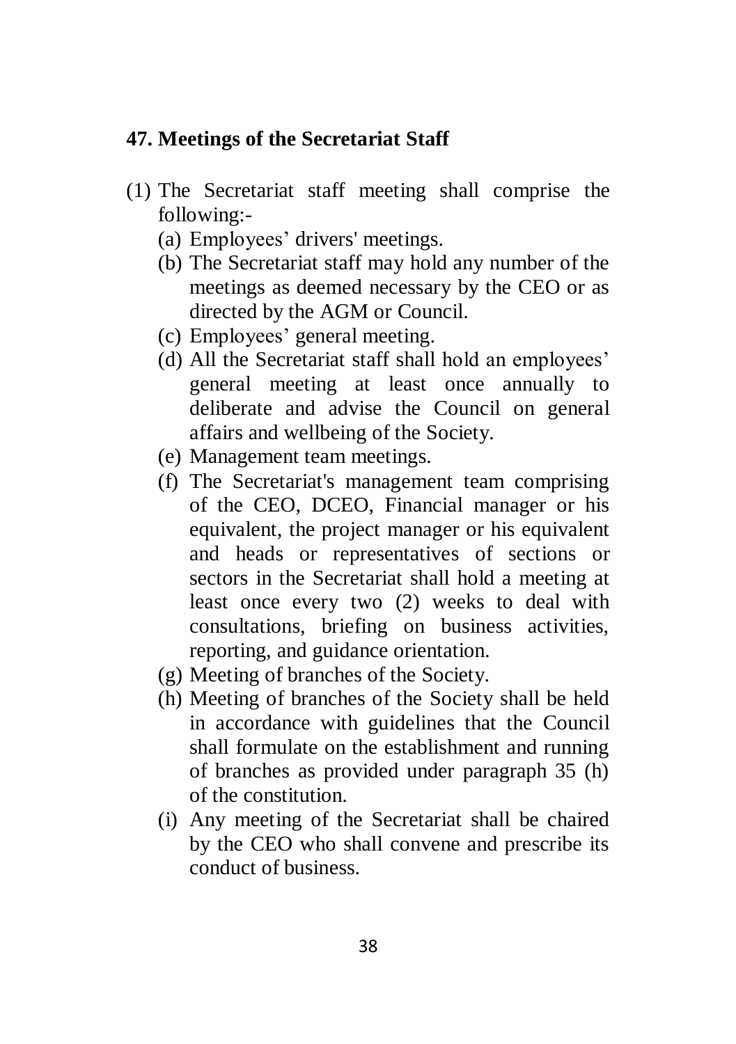## 47. Meetings of the Secretariat Staff

(1) The Secretariat staff meeting shall comprise the following:-

(a) Employees' drivers' meetings.

(b) The Secretariat staff may hold any number of the meetings as deemed necessary by the CEO or as directed by the AGM or Council.

(c) Employees' general meeting.

(d) All the Secretariat staff shall hold an employees' general meeting at least once annually to deliberate and advise the Council on general affairs and wellbeing of the Society.

(e) Management team meetings.

(f) The Secretariat's management team comprising of the CEO, DCEO, Financial manager or his equivalent, the project manager or his equivalent and heads or representatives of sections or sectors in the Secretariat shall hold a meeting at least once every two (2) weeks to deal with consultations, briefing on business activities, reporting, and guidance orientation.

(g) Meeting of branches of the Society.

(h) Meeting of branches of the Society shall be held in accordance with guidelines that the Council shall formulate on the establishment and running of branches as provided under paragraph 35 (h) of the constitution.

(i) Any meeting of the Secretariat shall be chaired by the CEO who shall convene and prescribe its conduct of business.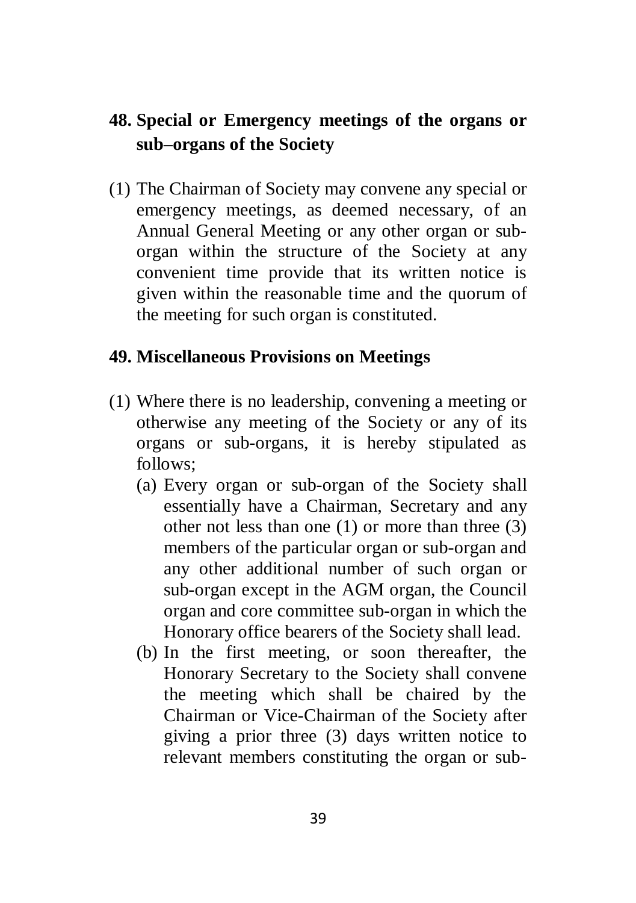## 48. Special or Emergency meetings of the organs or sub–organs of the Society

(1) The Chairman of Society may convene any special or emergency meetings, as deemed necessary, of an Annual General Meeting or any other organ or sub-organ within the structure of the Society at any convenient time provide that its written notice is given within the reasonable time and the quorum of the meeting for such organ is constituted.

## 49. Miscellaneous Provisions on Meetings

(1) Where there is no leadership, convening a meeting or otherwise any meeting of the Society or any of its organs or sub-organs, it is hereby stipulated as follows;

   (a) Every organ or sub-organ of the Society shall essentially have a Chairman, Secretary and any other not less than one (1) or more than three (3) members of the particular organ or sub-organ and any other additional number of such organ or sub-organ except in the AGM organ, the Council organ and core committee sub-organ in which the Honorary office bearers of the Society shall lead.

   (b) In the first meeting, or soon thereafter, the Honorary Secretary to the Society shall convene the meeting which shall be chaired by the Chairman or Vice-Chairman of the Society after giving a prior three (3) days written notice to relevant members constituting the organ or sub-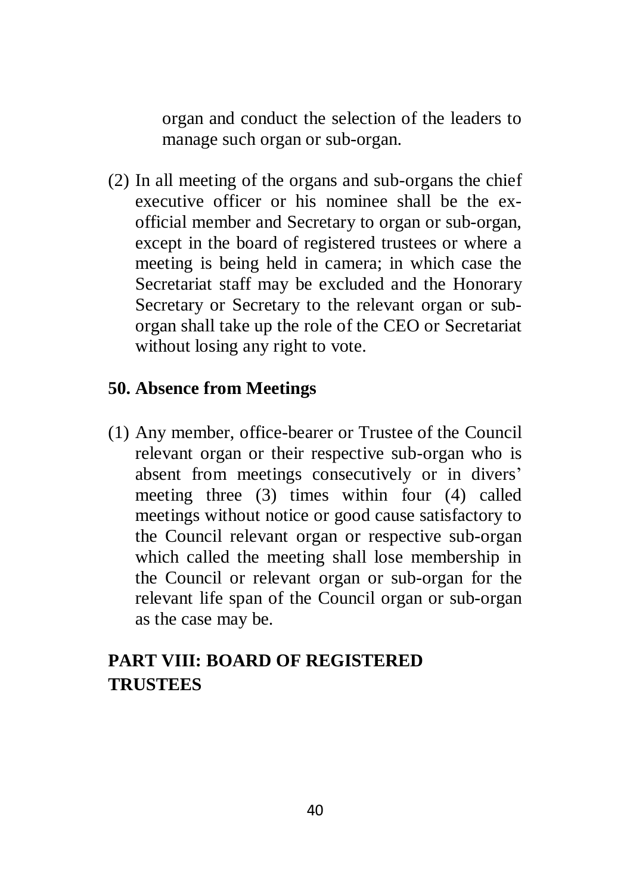organ and conduct the selection of the leaders to manage such organ or sub-organ.

(2) In all meeting of the organs and sub-organs the chief executive officer or his nominee shall be the ex-official member and Secretary to organ or sub-organ, except in the board of registered trustees or where a meeting is being held in camera; in which case the Secretariat staff may be excluded and the Honorary Secretary or Secretary to the relevant organ or sub-organ shall take up the role of the CEO or Secretariat without losing any right to vote.

### 50. Absence from Meetings

(1) Any member, office-bearer or Trustee of the Council relevant organ or their respective sub-organ who is absent from meetings consecutively or in divers' meeting three (3) times within four (4) called meetings without notice or good cause satisfactory to the Council relevant organ or respective sub-organ which called the meeting shall lose membership in the Council or relevant organ or sub-organ for the relevant life span of the Council organ or sub-organ as the case may be.

## PART VIII: BOARD OF REGISTERED TRUSTEES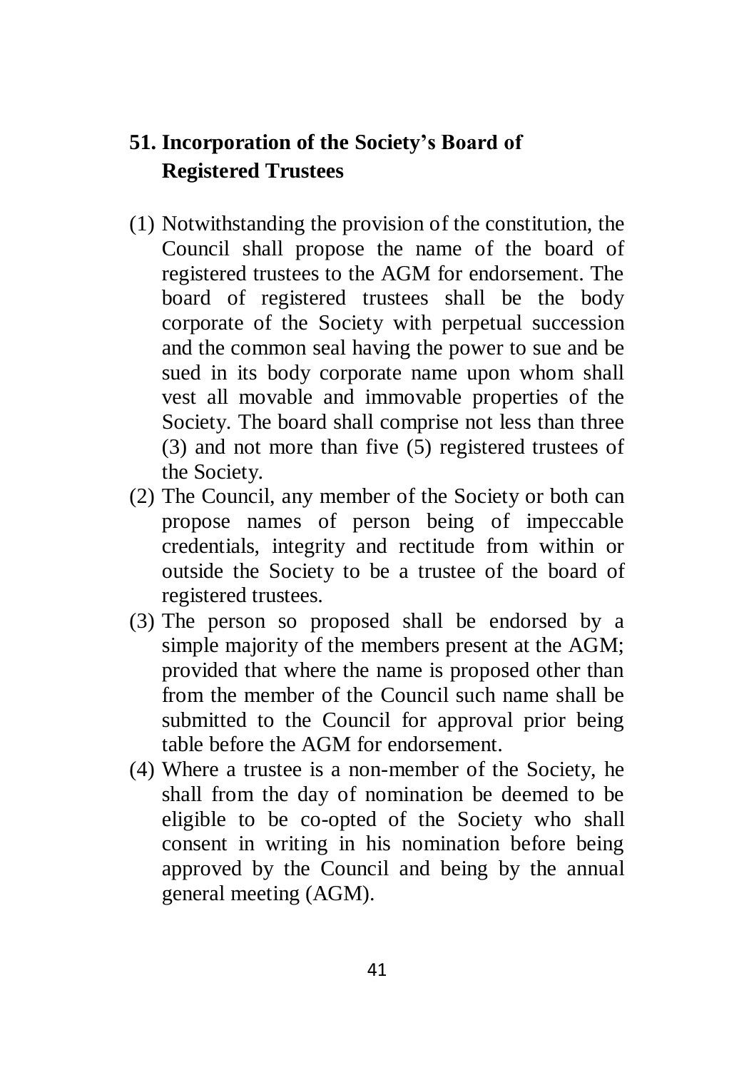## 51. Incorporation of the Society's Board of Registered Trustees

(1) Notwithstanding the provision of the constitution, the Council shall propose the name of the board of registered trustees to the AGM for endorsement. The board of registered trustees shall be the body corporate of the Society with perpetual succession and the common seal having the power to sue and be sued in its body corporate name upon whom shall vest all movable and immovable properties of the Society. The board shall comprise not less than three (3) and not more than five (5) registered trustees of the Society.

(2) The Council, any member of the Society or both can propose names of person being of impeccable credentials, integrity and rectitude from within or outside the Society to be a trustee of the board of registered trustees.

(3) The person so proposed shall be endorsed by a simple majority of the members present at the AGM; provided that where the name is proposed other than from the member of the Council such name shall be submitted to the Council for approval prior being table before the AGM for endorsement.

(4) Where a trustee is a non-member of the Society, he shall from the day of nomination be deemed to be eligible to be co-opted of the Society who shall consent in writing in his nomination before being approved by the Council and being by the annual general meeting (AGM).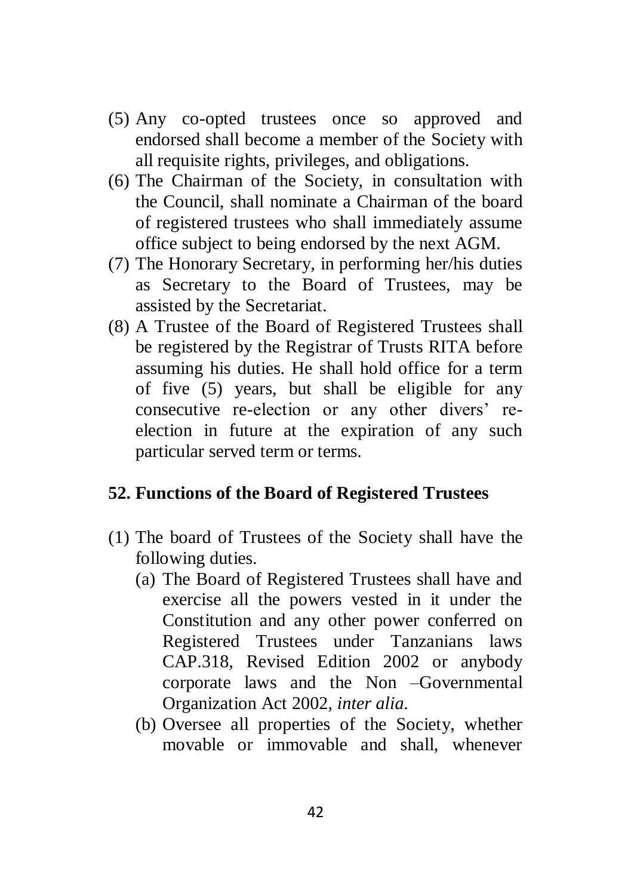(5) Any co-opted trustees once so approved and endorsed shall become a member of the Society with all requisite rights, privileges, and obligations.

(6) The Chairman of the Society, in consultation with the Council, shall nominate a Chairman of the board of registered trustees who shall immediately assume office subject to being endorsed by the next AGM.

(7) The Honorary Secretary, in performing her/his duties as Secretary to the Board of Trustees, may be assisted by the Secretariat.

(8) A Trustee of the Board of Registered Trustees shall be registered by the Registrar of Trusts RITA before assuming his duties. He shall hold office for a term of five (5) years, but shall be eligible for any consecutive re-election or any other divers' re-election in future at the expiration of any such particular served term or terms.

## 52. Functions of the Board of Registered Trustees

(1) The board of Trustees of the Society shall have the following duties.

   (a) The Board of Registered Trustees shall have and exercise all the powers vested in it under the Constitution and any other power conferred on Registered Trustees under Tanzanians laws CAP.318, Revised Edition 2002 or anybody corporate laws and the Non –Governmental Organization Act 2002, *inter alia*.

   (b) Oversee all properties of the Society, whether movable or immovable and shall, whenever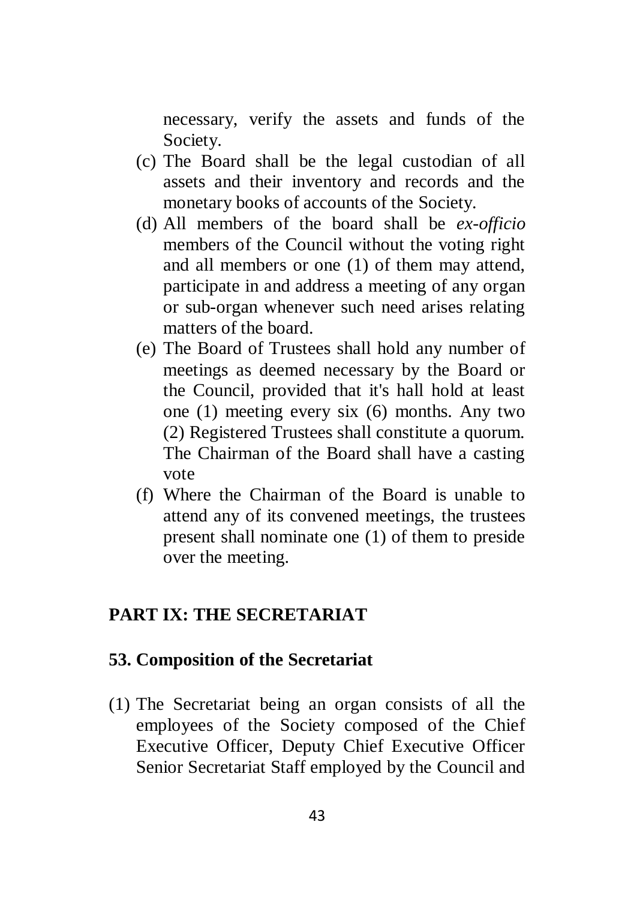necessary, verify the assets and funds of the Society.

(c) The Board shall be the legal custodian of all assets and their inventory and records and the monetary books of accounts of the Society.

(d) All members of the board shall be *ex-officio* members of the Council without the voting right and all members or one (1) of them may attend, participate in and address a meeting of any organ or sub-organ whenever such need arises relating matters of the board.

(e) The Board of Trustees shall hold any number of meetings as deemed necessary by the Board or the Council, provided that it's hall hold at least one (1) meeting every six (6) months. Any two (2) Registered Trustees shall constitute a quorum. The Chairman of the Board shall have a casting vote

(f) Where the Chairman of the Board is unable to attend any of its convened meetings, the trustees present shall nominate one (1) of them to preside over the meeting.

## PART IX: THE SECRETARIAT

### 53. Composition of the Secretariat

(1) The Secretariat being an organ consists of all the employees of the Society composed of the Chief Executive Officer, Deputy Chief Executive Officer Senior Secretariat Staff employed by the Council and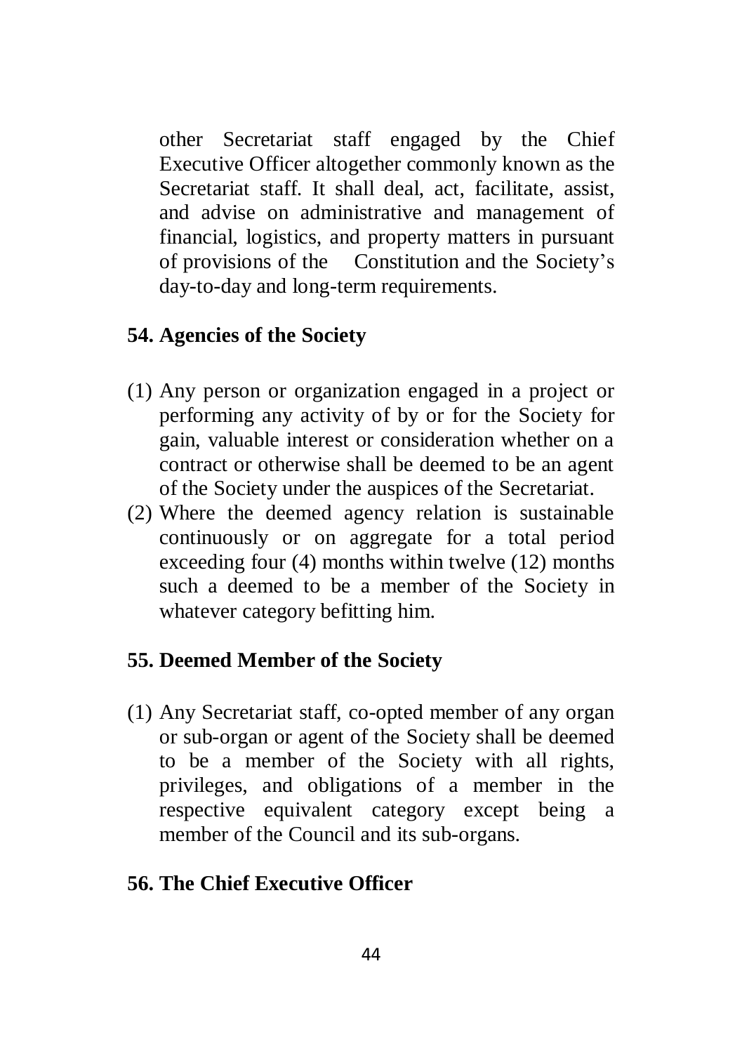other Secretariat staff engaged by the Chief Executive Officer altogether commonly known as the Secretariat staff. It shall deal, act, facilitate, assist, and advise on administrative and management of financial, logistics, and property matters in pursuant of provisions of the Constitution and the Society's day-to-day and long-term requirements.

## 54. Agencies of the Society

(1) Any person or organization engaged in a project or performing any activity of by or for the Society for gain, valuable interest or consideration whether on a contract or otherwise shall be deemed to be an agent of the Society under the auspices of the Secretariat.

(2) Where the deemed agency relation is sustainable continuously or on aggregate for a total period exceeding four (4) months within twelve (12) months such a deemed to be a member of the Society in whatever category befitting him.

## 55. Deemed Member of the Society

(1) Any Secretariat staff, co-opted member of any organ or sub-organ or agent of the Society shall be deemed to be a member of the Society with all rights, privileges, and obligations of a member in the respective equivalent category except being a member of the Council and its sub-organs.

## 56. The Chief Executive Officer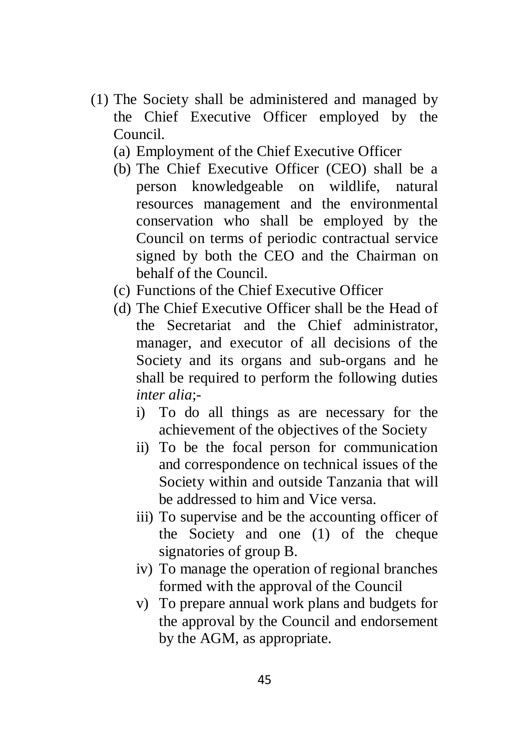(1) The Society shall be administered and managed by the Chief Executive Officer employed by the Council.

   (a) Employment of the Chief Executive Officer

   (b) The Chief Executive Officer (CEO) shall be a person knowledgeable on wildlife, natural resources management and the environmental conservation who shall be employed by the Council on terms of periodic contractual service signed by both the CEO and the Chairman on behalf of the Council.

   (c) Functions of the Chief Executive Officer

   (d) The Chief Executive Officer shall be the Head of the Secretariat and the Chief administrator, manager, and executor of all decisions of the Society and its organs and sub-organs and he shall be required to perform the following duties *inter alia*;-

      i) To do all things as are necessary for the achievement of the objectives of the Society

      ii) To be the focal person for communication and correspondence on technical issues of the Society within and outside Tanzania that will be addressed to him and Vice versa.

      iii) To supervise and be the accounting officer of the Society and one (1) of the cheque signatories of group B.

      iv) To manage the operation of regional branches formed with the approval of the Council

      v) To prepare annual work plans and budgets for the approval by the Council and endorsement by the AGM, as appropriate.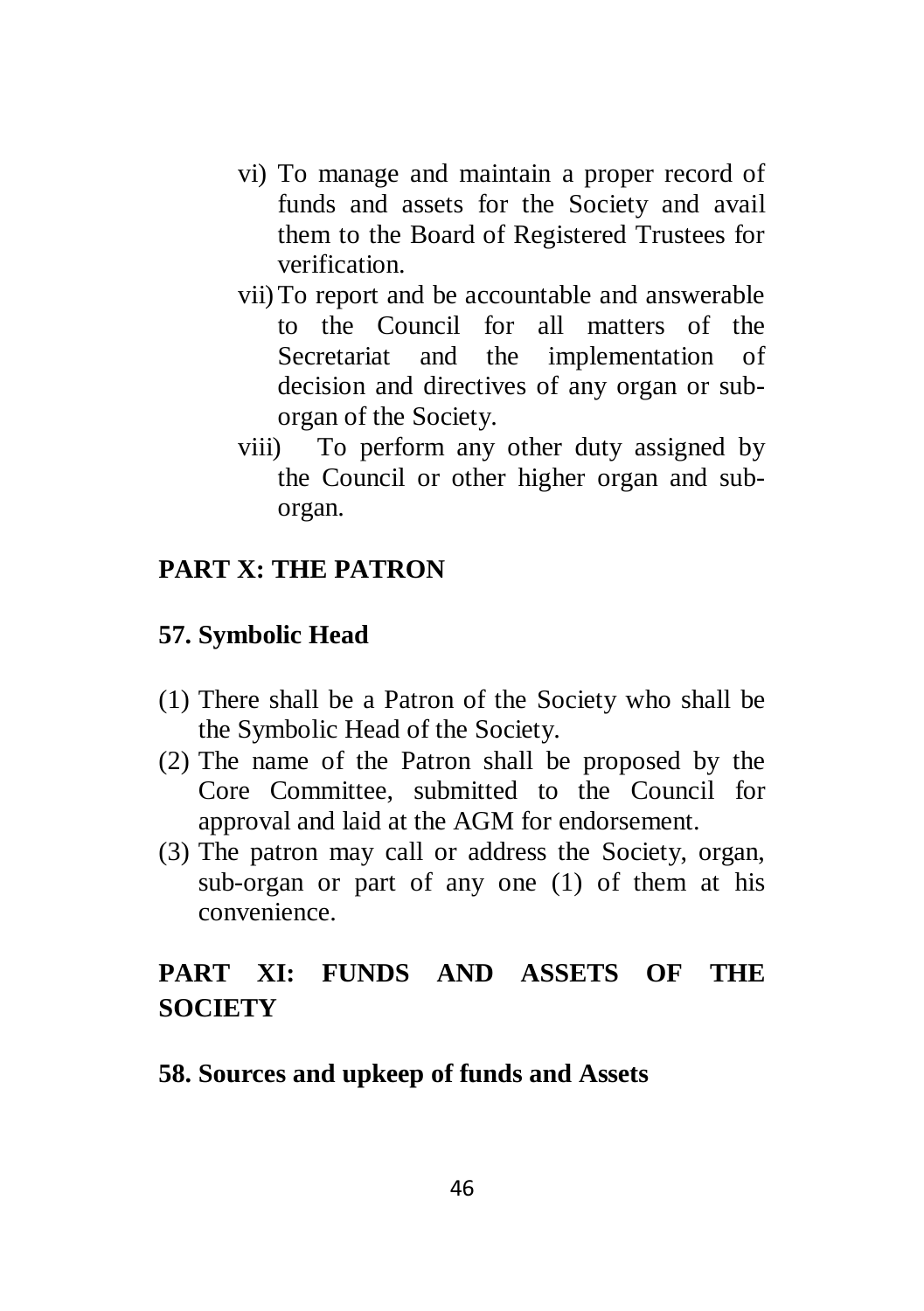vi) To manage and maintain a proper record of funds and assets for the Society and avail them to the Board of Registered Trustees for verification.

vii) To report and be accountable and answerable to the Council for all matters of the Secretariat and the implementation of decision and directives of any organ or sub-organ of the Society.

viii) To perform any other duty assigned by the Council or other higher organ and sub-organ.

## PART X: THE PATRON

### 57. Symbolic Head

(1) There shall be a Patron of the Society who shall be the Symbolic Head of the Society.

(2) The name of the Patron shall be proposed by the Core Committee, submitted to the Council for approval and laid at the AGM for endorsement.

(3) The patron may call or address the Society, organ, sub-organ or part of any one (1) of them at his convenience.

## PART XI: FUNDS AND ASSETS OF THE SOCIETY

### 58. Sources and upkeep of funds and Assets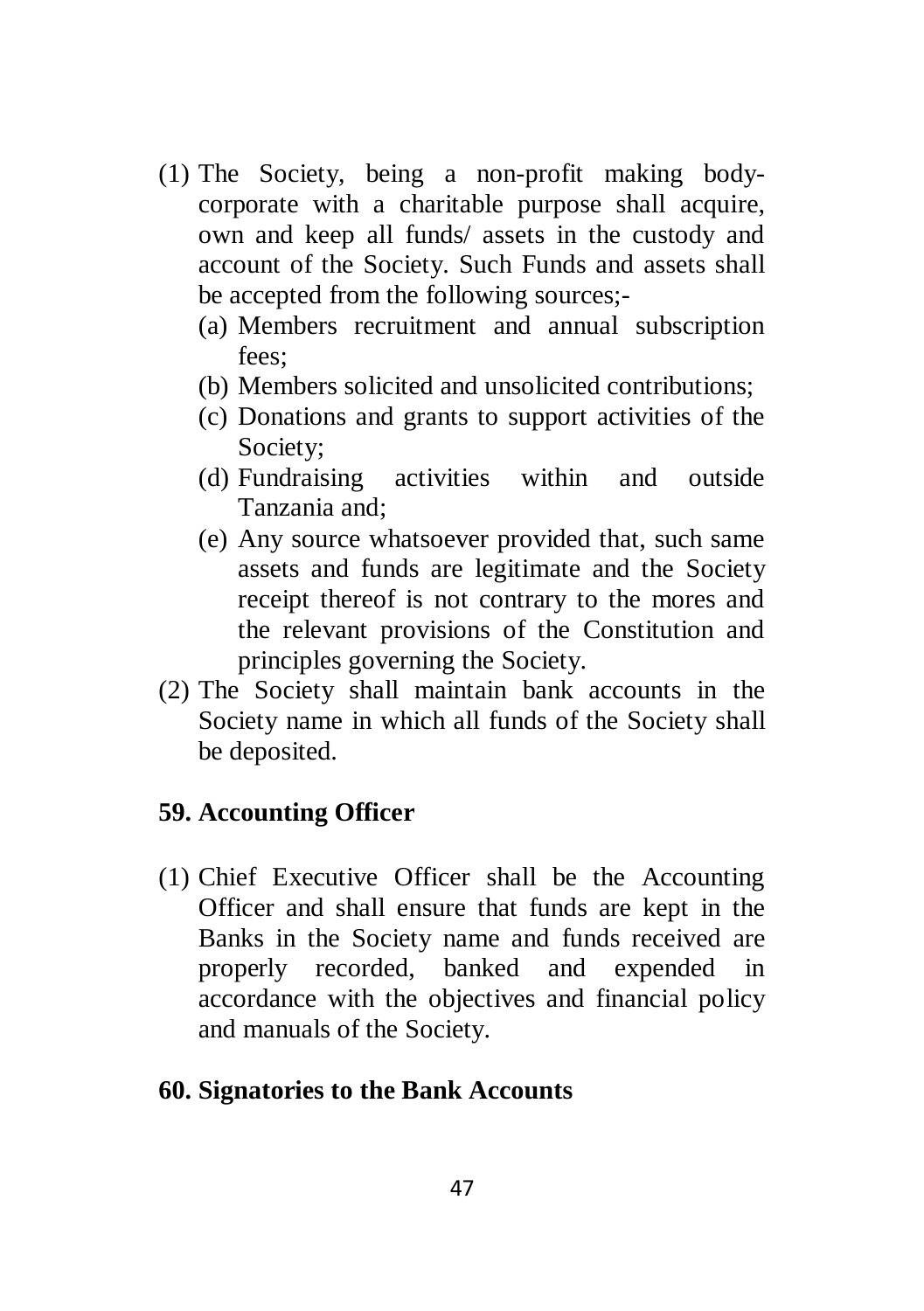(1) The Society, being a non-profit making body-corporate with a charitable purpose shall acquire, own and keep all funds/ assets in the custody and account of the Society. Such Funds and assets shall be accepted from the following sources;-
   (a) Members recruitment and annual subscription fees;
   (b) Members solicited and unsolicited contributions;
   (c) Donations and grants to support activities of the Society;
   (d) Fundraising activities within and outside Tanzania and;
   (e) Any source whatsoever provided that, such same assets and funds are legitimate and the Society receipt thereof is not contrary to the mores and the relevant provisions of the Constitution and principles governing the Society.

(2) The Society shall maintain bank accounts in the Society name in which all funds of the Society shall be deposited.

### 59. Accounting Officer

(1) Chief Executive Officer shall be the Accounting Officer and shall ensure that funds are kept in the Banks in the Society name and funds received are properly recorded, banked and expended in accordance with the objectives and financial policy and manuals of the Society.

### 60. Signatories to the Bank Accounts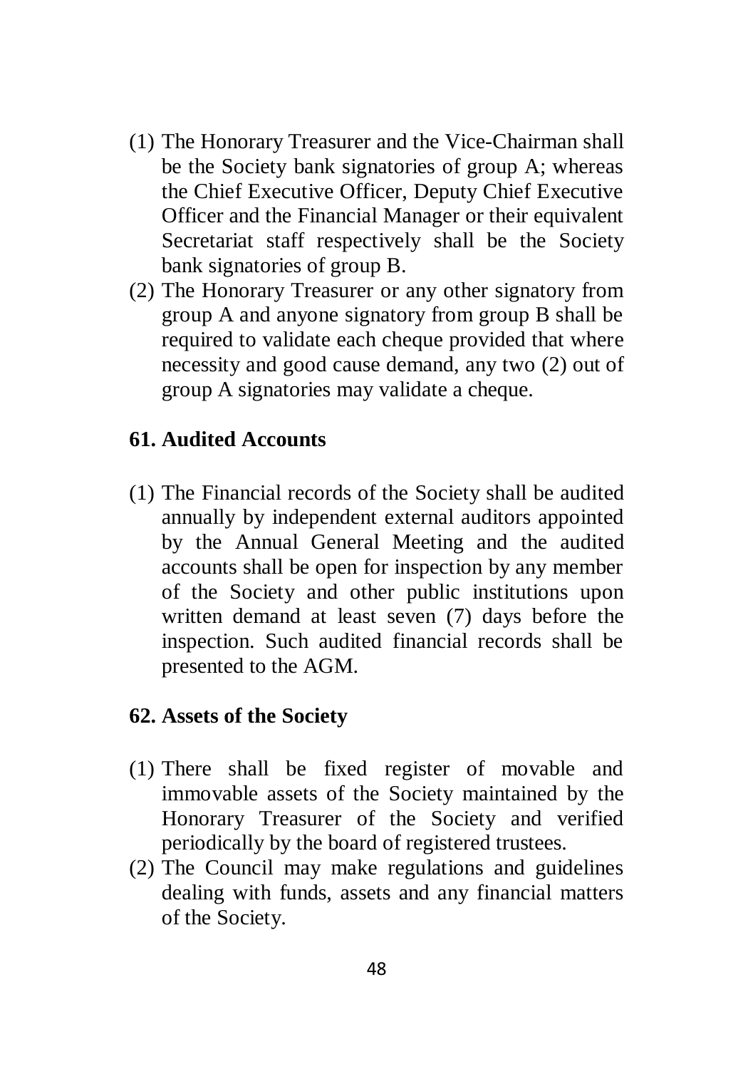(1) The Honorary Treasurer and the Vice-Chairman shall be the Society bank signatories of group A; whereas the Chief Executive Officer, Deputy Chief Executive Officer and the Financial Manager or their equivalent Secretariat staff respectively shall be the Society bank signatories of group B.

(2) The Honorary Treasurer or any other signatory from group A and anyone signatory from group B shall be required to validate each cheque provided that where necessity and good cause demand, any two (2) out of group A signatories may validate a cheque.

## 61. Audited Accounts

(1) The Financial records of the Society shall be audited annually by independent external auditors appointed by the Annual General Meeting and the audited accounts shall be open for inspection by any member of the Society and other public institutions upon written demand at least seven (7) days before the inspection. Such audited financial records shall be presented to the AGM.

## 62. Assets of the Society

(1) There shall be fixed register of movable and immovable assets of the Society maintained by the Honorary Treasurer of the Society and verified periodically by the board of registered trustees.

(2) The Council may make regulations and guidelines dealing with funds, assets and any financial matters of the Society.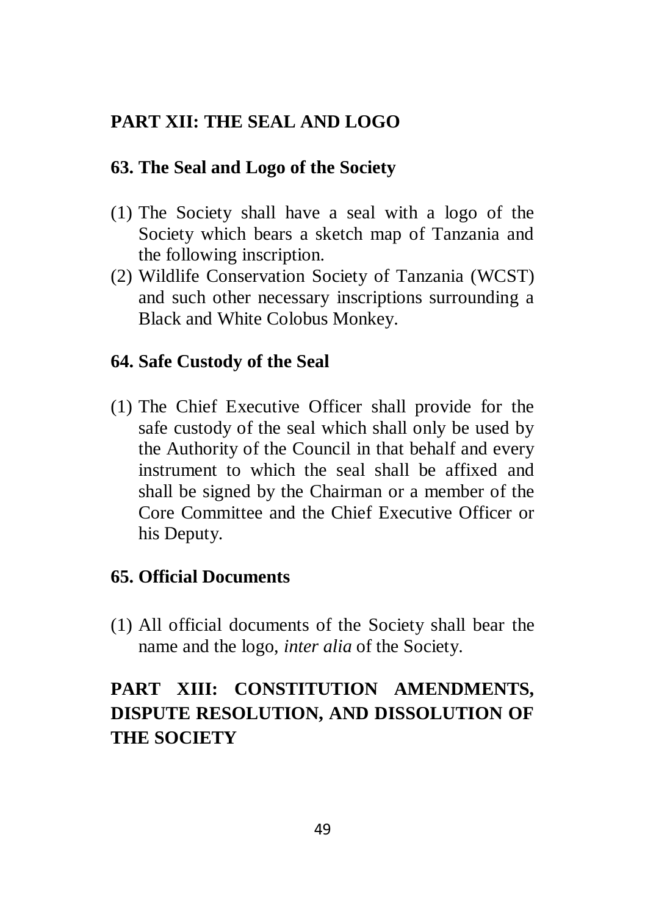## PART XII: THE SEAL AND LOGO

### 63. The Seal and Logo of the Society

(1) The Society shall have a seal with a logo of the Society which bears a sketch map of Tanzania and the following inscription.

(2) Wildlife Conservation Society of Tanzania (WCST) and such other necessary inscriptions surrounding a Black and White Colobus Monkey.

### 64. Safe Custody of the Seal

(1) The Chief Executive Officer shall provide for the safe custody of the seal which shall only be used by the Authority of the Council in that behalf and every instrument to which the seal shall be affixed and shall be signed by the Chairman or a member of the Core Committee and the Chief Executive Officer or his Deputy.

### 65. Official Documents

(1) All official documents of the Society shall bear the name and the logo, *inter alia* of the Society.

## PART XIII: CONSTITUTION AMENDMENTS, DISPUTE RESOLUTION, AND DISSOLUTION OF THE SOCIETY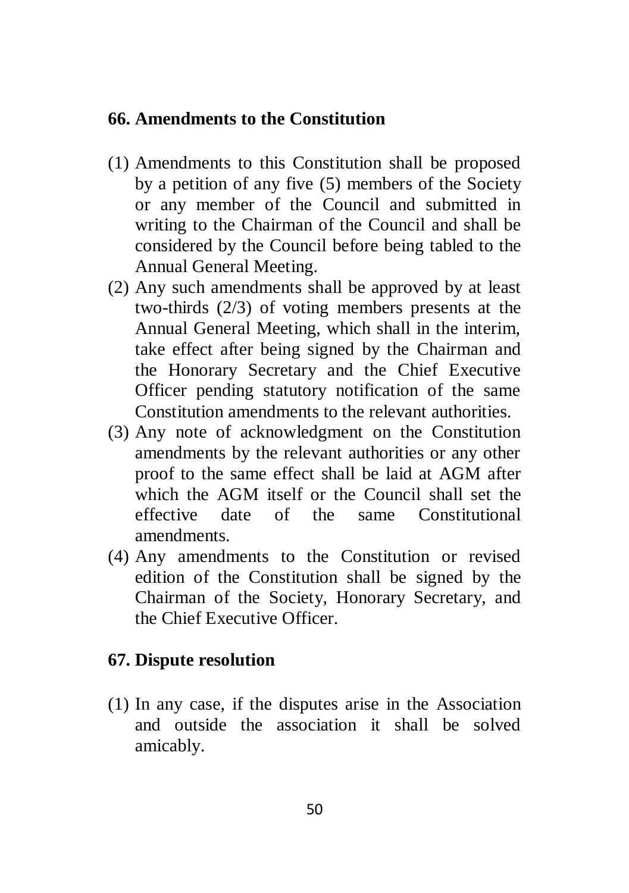## 66. Amendments to the Constitution

(1) Amendments to this Constitution shall be proposed by a petition of any five (5) members of the Society or any member of the Council and submitted in writing to the Chairman of the Council and shall be considered by the Council before being tabled to the Annual General Meeting.

(2) Any such amendments shall be approved by at least two-thirds (2/3) of voting members presents at the Annual General Meeting, which shall in the interim, take effect after being signed by the Chairman and the Honorary Secretary and the Chief Executive Officer pending statutory notification of the same Constitution amendments to the relevant authorities.

(3) Any note of acknowledgment on the Constitution amendments by the relevant authorities or any other proof to the same effect shall be laid at AGM after which the AGM itself or the Council shall set the effective date of the same Constitutional amendments.

(4) Any amendments to the Constitution or revised edition of the Constitution shall be signed by the Chairman of the Society, Honorary Secretary, and the Chief Executive Officer.

## 67. Dispute resolution

(1) In any case, if the disputes arise in the Association and outside the association it shall be solved amicably.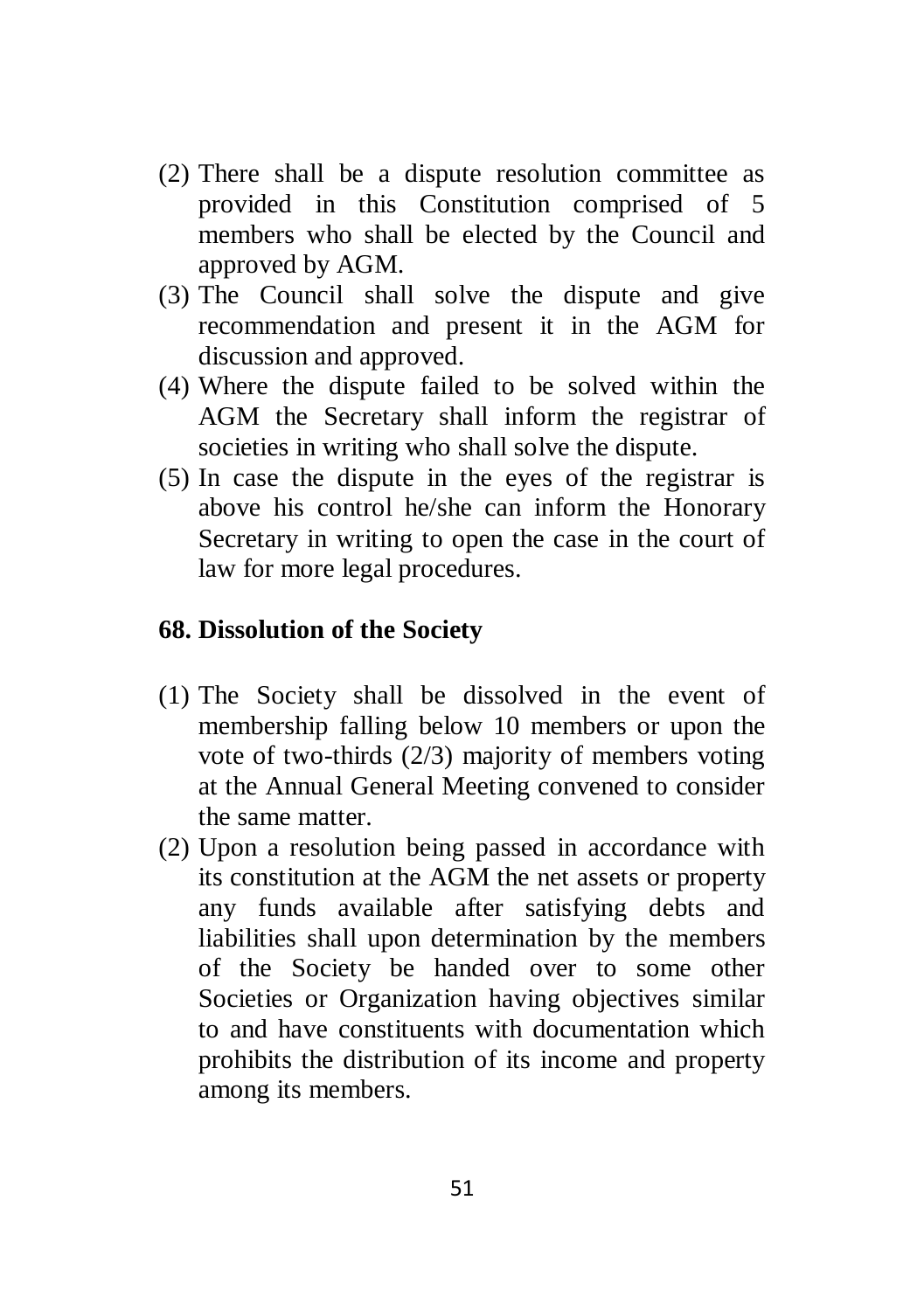(2) There shall be a dispute resolution committee as provided in this Constitution comprised of 5 members who shall be elected by the Council and approved by AGM.
(3) The Council shall solve the dispute and give recommendation and present it in the AGM for discussion and approved.
(4) Where the dispute failed to be solved within the AGM the Secretary shall inform the registrar of societies in writing who shall solve the dispute.
(5) In case the dispute in the eyes of the registrar is above his control he/she can inform the Honorary Secretary in writing to open the case in the court of law for more legal procedures.

## 68. Dissolution of the Society

(1) The Society shall be dissolved in the event of membership falling below 10 members or upon the vote of two-thirds (2/3) majority of members voting at the Annual General Meeting convened to consider the same matter.
(2) Upon a resolution being passed in accordance with its constitution at the AGM the net assets or property any funds available after satisfying debts and liabilities shall upon determination by the members of the Society be handed over to some other Societies or Organization having objectives similar to and have constituents with documentation which prohibits the distribution of its income and property among its members.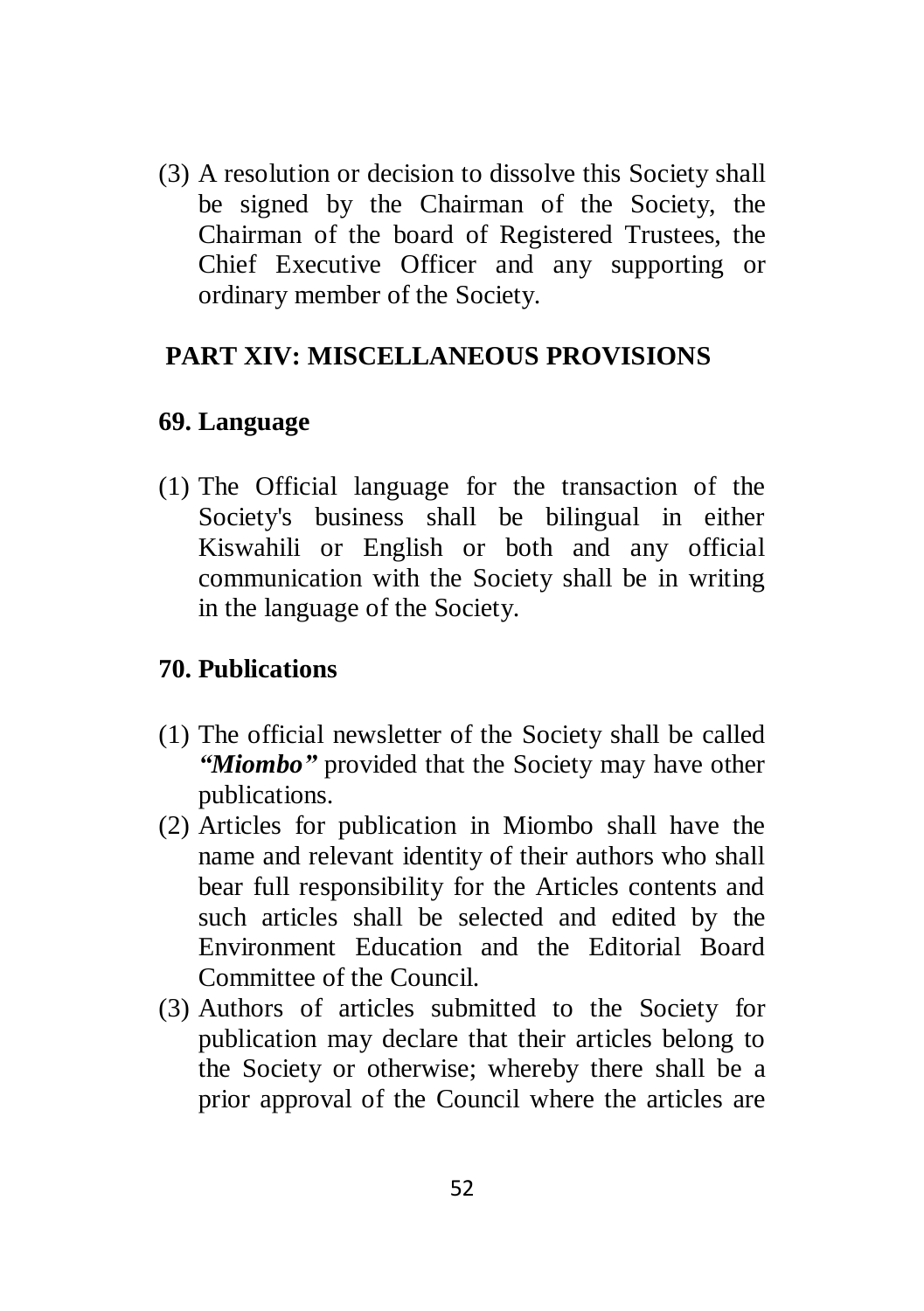(3) A resolution or decision to dissolve this Society shall be signed by the Chairman of the Society, the Chairman of the board of Registered Trustees, the Chief Executive Officer and any supporting or ordinary member of the Society.

## PART XIV: MISCELLANEOUS PROVISIONS

### 69. Language

(1) The Official language for the transaction of the Society's business shall be bilingual in either Kiswahili or English or both and any official communication with the Society shall be in writing in the language of the Society.

### 70. Publications

(1) The official newsletter of the Society shall be called ***"Miombo"*** provided that the Society may have other publications.

(2) Articles for publication in Miombo shall have the name and relevant identity of their authors who shall bear full responsibility for the Articles contents and such articles shall be selected and edited by the Environment Education and the Editorial Board Committee of the Council.

(3) Authors of articles submitted to the Society for publication may declare that their articles belong to the Society or otherwise; whereby there shall be a prior approval of the Council where the articles are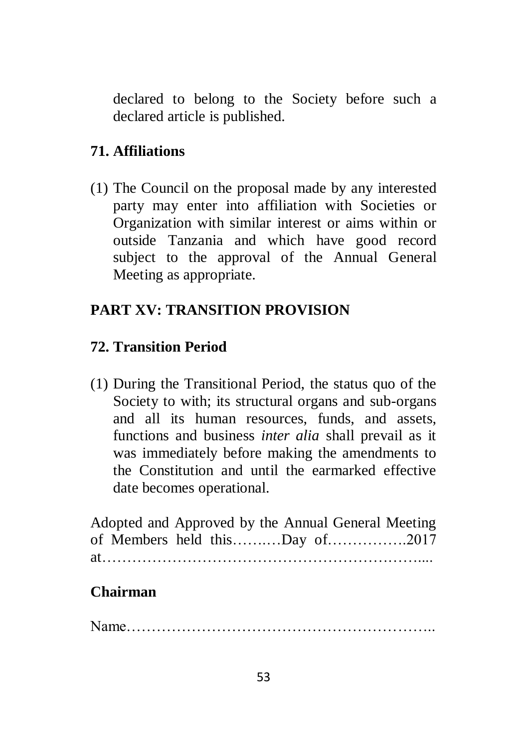declared to belong to the Society before such a declared article is published.

## 71. Affiliations

(1) The Council on the proposal made by any interested party may enter into affiliation with Societies or Organization with similar interest or aims within or outside Tanzania and which have good record subject to the approval of the Annual General Meeting as appropriate.

## PART XV: TRANSITION PROVISION

## 72. Transition Period

(1) During the Transitional Period, the status quo of the Society to with; its structural organs and sub-organs and all its human resources, funds, and assets, functions and business *inter alia* shall prevail as it was immediately before making the amendments to the Constitution and until the earmarked effective date becomes operational.

Adopted and Approved by the Annual General Meeting of Members held this……..…Day of…………….2017 at……………………………………………………....

**Chairman**

Name……………………………………………………..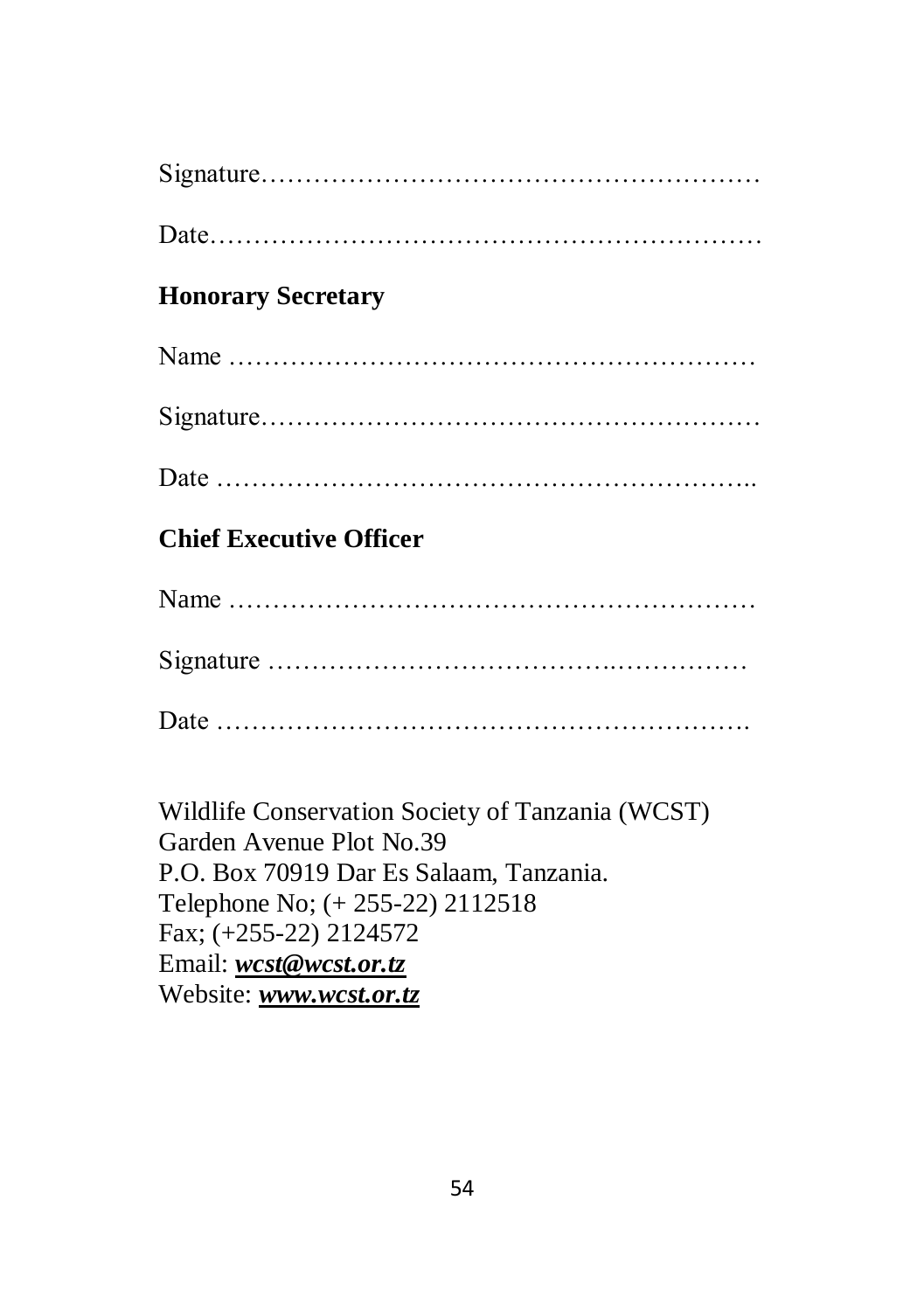Signature…………………………………………………

Date……………………………………………………

**Honorary Secretary**

Name ……………………………………………………

Signature…………………………………………………

Date ……………………………………………………..

**Chief Executive Officer**

Name ……………………………………………………

Signature ………………………………..……………

Date …………………………………………………….

Wildlife Conservation Society of Tanzania (WCST)
Garden Avenue Plot No.39
P.O. Box 70919 Dar Es Salaam, Tanzania.
Telephone No; (+ 255-22) 2112518
Fax; (+255-22) 2124572
Email: ***wcst@wcst.or.tz***
Website: ***www.wcst.or.tz***